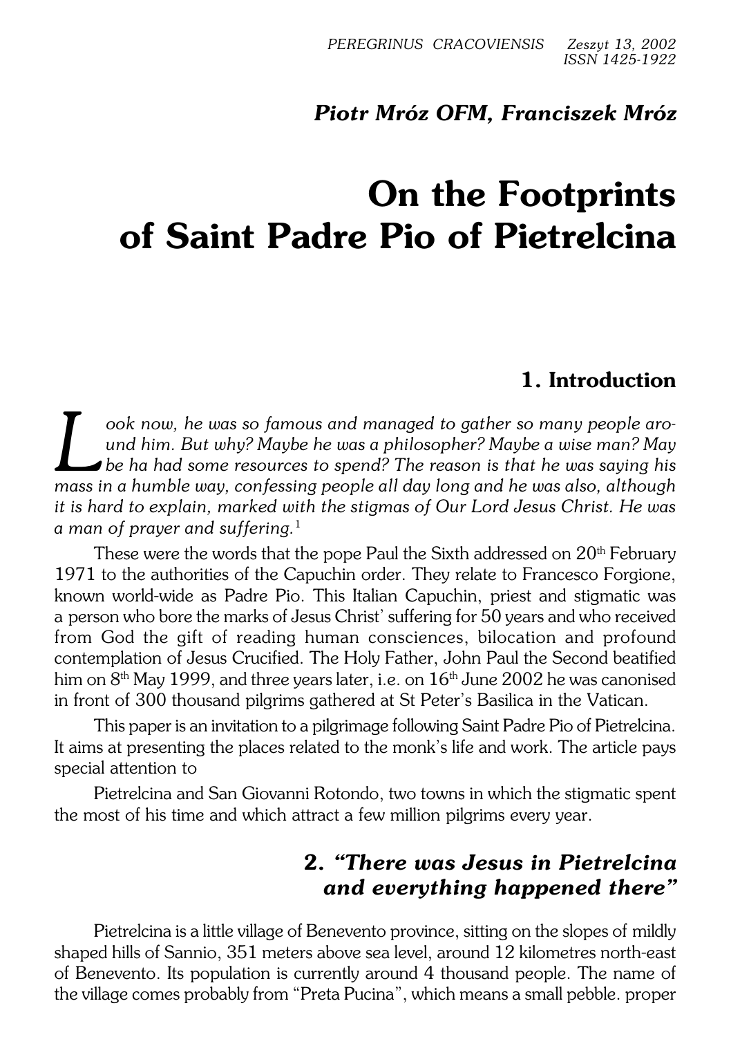Piotr Mróz OFM, Franciszek Mróz

# On the Footprints of Saint Padre Pio of Pietrelcina

## 1. Introduction

*Look now, he was so famous and managed to gather so many people around him. But why? Maybe he was a philosopher? Maybe a wise man? May be ha had some resources to spend? The reason is that he was saying his mass in a humble way, confessing people all day long and he was also, although it is hard to explain, marked with the stigmas of Our Lord Jesus Christ. He was a man of prayer and suffering.*[1]

These were the words that the pope Paul the Sixth addressed on 20th February 1971 to the authorities of the Capuchin order. They relate to Francesco Forgione, known world-wide as Padre Pio. This Italian Capuchin, priest and stigmatic was a person who bore the marks of Jesus Christ' suffering for 50 years and who received from God the gift of reading human consciences, bilocation and profound contemplation of Jesus Crucified. The Holy Father, John Paul the Second beatified him on 8th May 1999, and three years later, i.e. on 16th June 2002 he was canonised in front of 300 thousand pilgrims gathered at St Peter's Basilica in the Vatican.

This paper is an invitation to a pilgrimage following Saint Padre Pio of Pietrelcina. It aims at presenting the places related to the monk's life and work. The article pays special attention to

Pietrelcina and San Giovanni Rotondo, two towns in which the stigmatic spent the most of his time and which attract a few million pilgrims every year.

## 2. *"There was Jesus in Pietrelcina and everything happened there"*

Pietrelcina is a little village of Benevento province, sitting on the slopes of mildly shaped hills of Sannio, 351 meters above sea level, around 12 kilometres north-east of Benevento. Its population is currently around 4 thousand people. The name of the village comes probably from "Preta Pucina", which means a small pebble. proper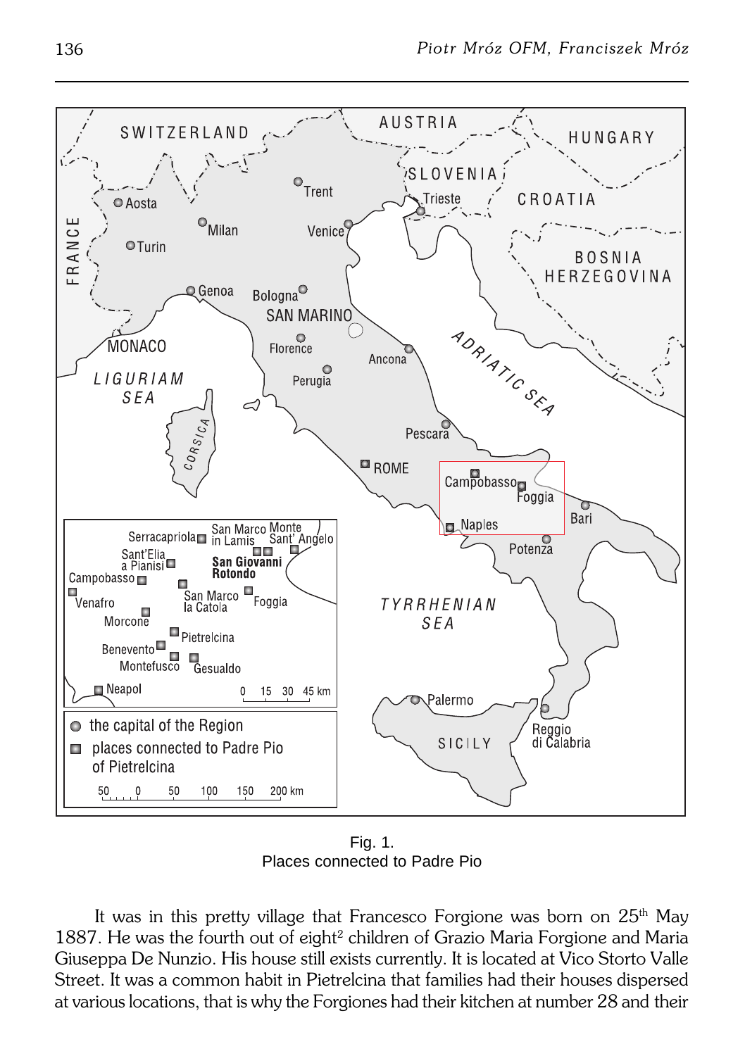Fig. 1.
Places connected to Padre Pio

It was in this pretty village that Francesco Forgione was born on 25th May 1887. He was the fourth out of eight[2] children of Grazio Maria Forgione and Maria Giuseppa De Nunzio. His house still exists currently. It is located at Vico Storto Valle Street. It was a common habit in Pietrelcina that families had their houses dispersed at various locations, that is why the Forgiones had their kitchen at number 28 and their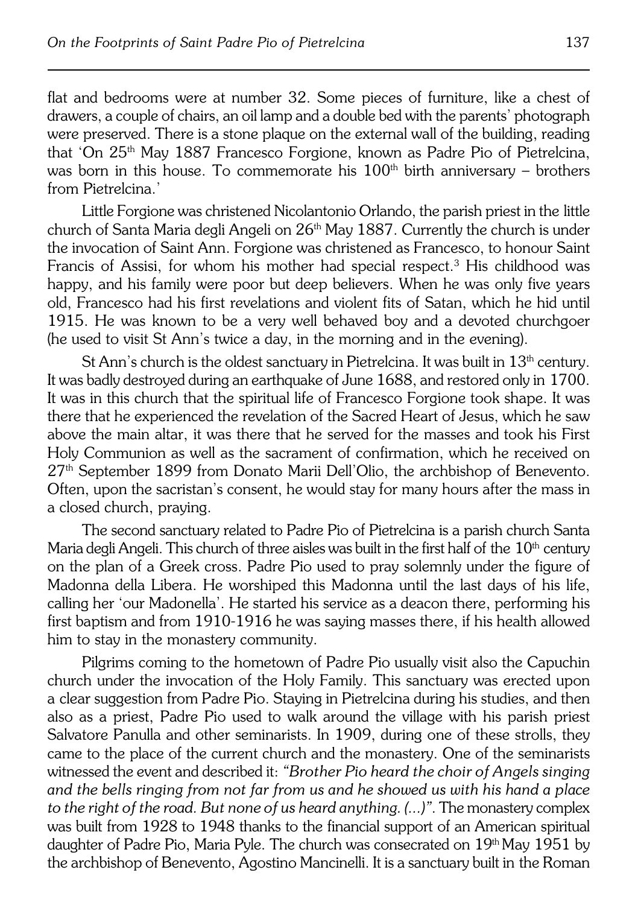flat and bedrooms were at number 32. Some pieces of furniture, like a chest of drawers, a couple of chairs, an oil lamp and a double bed with the parents' photograph were preserved. There is a stone plaque on the external wall of the building, reading that 'On 25th May 1887 Francesco Forgione, known as Padre Pio of Pietrelcina, was born in this house. To commemorate his 100th birth anniversary – brothers from Pietrelcina.'

Little Forgione was christened Nicolantonio Orlando, the parish priest in the little church of Santa Maria degli Angeli on 26th May 1887. Currently the church is under the invocation of Saint Ann. Forgione was christened as Francesco, to honour Saint Francis of Assisi, for whom his mother had special respect.[3] His childhood was happy, and his family were poor but deep believers. When he was only five years old, Francesco had his first revelations and violent fits of Satan, which he hid until 1915. He was known to be a very well behaved boy and a devoted churchgoer (he used to visit St Ann's twice a day, in the morning and in the evening).

St Ann's church is the oldest sanctuary in Pietrelcina. It was built in 13th century. It was badly destroyed during an earthquake of June 1688, and restored only in 1700. It was in this church that the spiritual life of Francesco Forgione took shape. It was there that he experienced the revelation of the Sacred Heart of Jesus, which he saw above the main altar, it was there that he served for the masses and took his First Holy Communion as well as the sacrament of confirmation, which he received on 27th September 1899 from Donato Marii Dell'Olio, the archbishop of Benevento. Often, upon the sacristan's consent, he would stay for many hours after the mass in a closed church, praying.

The second sanctuary related to Padre Pio of Pietrelcina is a parish church Santa Maria degli Angeli. This church of three aisles was built in the first half of the 10th century on the plan of a Greek cross. Padre Pio used to pray solemnly under the figure of Madonna della Libera. He worshiped this Madonna until the last days of his life, calling her 'our Madonella'. He started his service as a deacon there, performing his first baptism and from 1910-1916 he was saying masses there, if his health allowed him to stay in the monastery community.

Pilgrims coming to the hometown of Padre Pio usually visit also the Capuchin church under the invocation of the Holy Family. This sanctuary was erected upon a clear suggestion from Padre Pio. Staying in Pietrelcina during his studies, and then also as a priest, Padre Pio used to walk around the village with his parish priest Salvatore Panulla and other seminarists. In 1909, during one of these strolls, they came to the place of the current church and the monastery. One of the seminarists witnessed the event and described it: *"Brother Pio heard the choir of Angels singing and the bells ringing from not far from us and he showed us with his hand a place to the right of the road. But none of us heard anything. (...)"*. The monastery complex was built from 1928 to 1948 thanks to the financial support of an American spiritual daughter of Padre Pio, Maria Pyle. The church was consecrated on 19th May 1951 by the archbishop of Benevento, Agostino Mancinelli. It is a sanctuary built in the Roman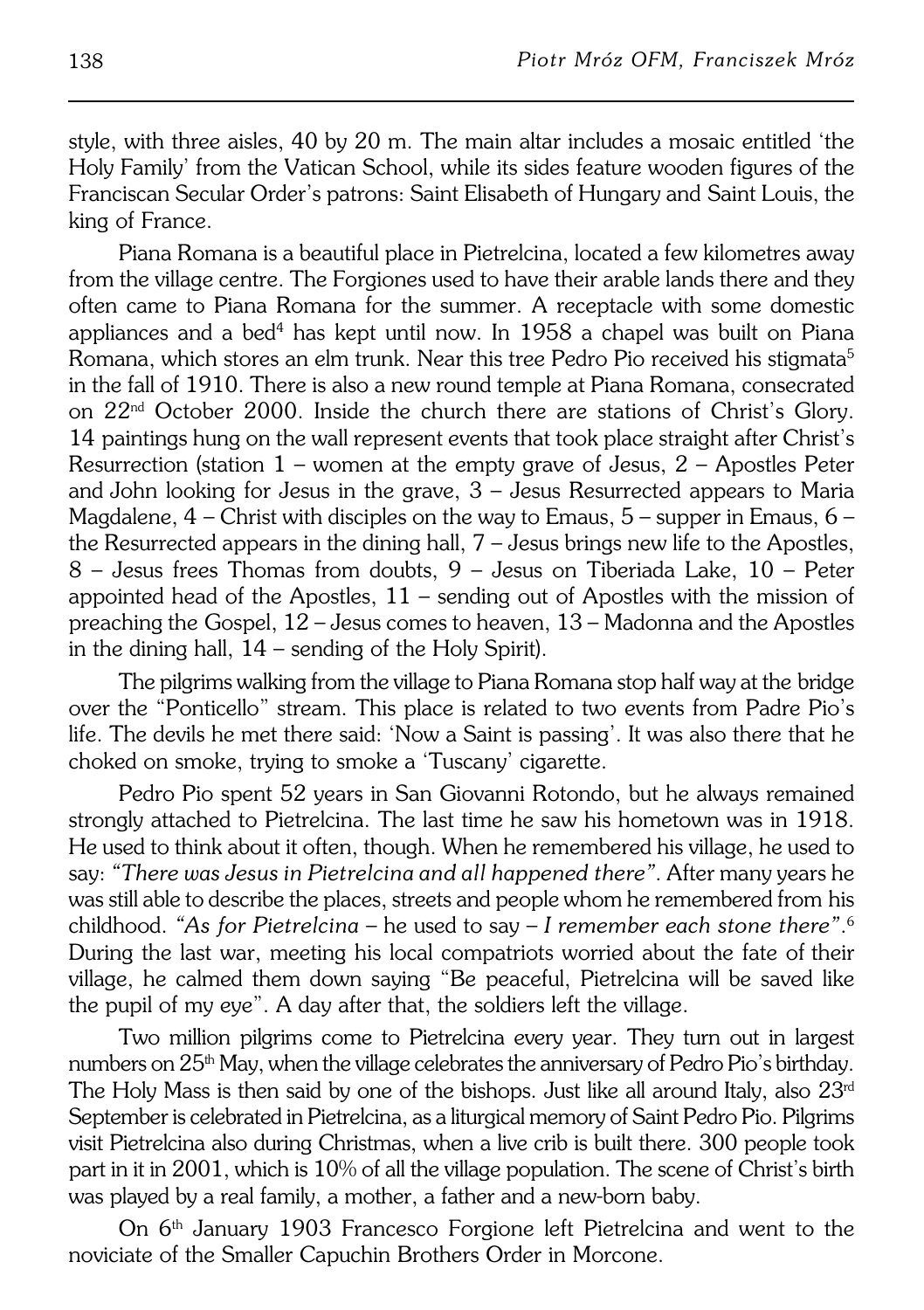style, with three aisles, 40 by 20 m. The main altar includes a mosaic entitled 'the Holy Family' from the Vatican School, while its sides feature wooden figures of the Franciscan Secular Order's patrons: Saint Elisabeth of Hungary and Saint Louis, the king of France.

Piana Romana is a beautiful place in Pietrelcina, located a few kilometres away from the village centre. The Forgiones used to have their arable lands there and they often came to Piana Romana for the summer. A receptacle with some domestic appliances and a bed[4] has kept until now. In 1958 a chapel was built on Piana Romana, which stores an elm trunk. Near this tree Pedro Pio received his stigmata[5] in the fall of 1910. There is also a new round temple at Piana Romana, consecrated on 22nd October 2000. Inside the church there are stations of Christ's Glory. 14 paintings hung on the wall represent events that took place straight after Christ's Resurrection (station 1 – women at the empty grave of Jesus, 2 – Apostles Peter and John looking for Jesus in the grave, 3 – Jesus Resurrected appears to Maria Magdalene, 4 – Christ with disciples on the way to Emaus, 5 – supper in Emaus, 6 – the Resurrected appears in the dining hall, 7 – Jesus brings new life to the Apostles, 8 – Jesus frees Thomas from doubts, 9 – Jesus on Tiberiada Lake, 10 – Peter appointed head of the Apostles, 11 – sending out of Apostles with the mission of preaching the Gospel, 12 – Jesus comes to heaven, 13 – Madonna and the Apostles in the dining hall, 14 – sending of the Holy Spirit).

The pilgrims walking from the village to Piana Romana stop half way at the bridge over the "Ponticello" stream. This place is related to two events from Padre Pio's life. The devils he met there said: 'Now a Saint is passing'. It was also there that he choked on smoke, trying to smoke a 'Tuscany' cigarette.

Pedro Pio spent 52 years in San Giovanni Rotondo, but he always remained strongly attached to Pietrelcina. The last time he saw his hometown was in 1918. He used to think about it often, though. When he remembered his village, he used to say: *"There was Jesus in Pietrelcina and all happened there"*. After many years he was still able to describe the places, streets and people whom he remembered from his childhood. *"As for Pietrelcina* – he used to say – *I remember each stone there"*.[6] During the last war, meeting his local compatriots worried about the fate of their village, he calmed them down saying "Be peaceful, Pietrelcina will be saved like the pupil of my eye". A day after that, the soldiers left the village.

Two million pilgrims come to Pietrelcina every year. They turn out in largest numbers on 25th May, when the village celebrates the anniversary of Pedro Pio's birthday. The Holy Mass is then said by one of the bishops. Just like all around Italy, also 23rd September is celebrated in Pietrelcina, as a liturgical memory of Saint Pedro Pio. Pilgrims visit Pietrelcina also during Christmas, when a live crib is built there. 300 people took part in it in 2001, which is 10% of all the village population. The scene of Christ's birth was played by a real family, a mother, a father and a new-born baby.

On 6th January 1903 Francesco Forgione left Pietrelcina and went to the noviciate of the Smaller Capuchin Brothers Order in Morcone.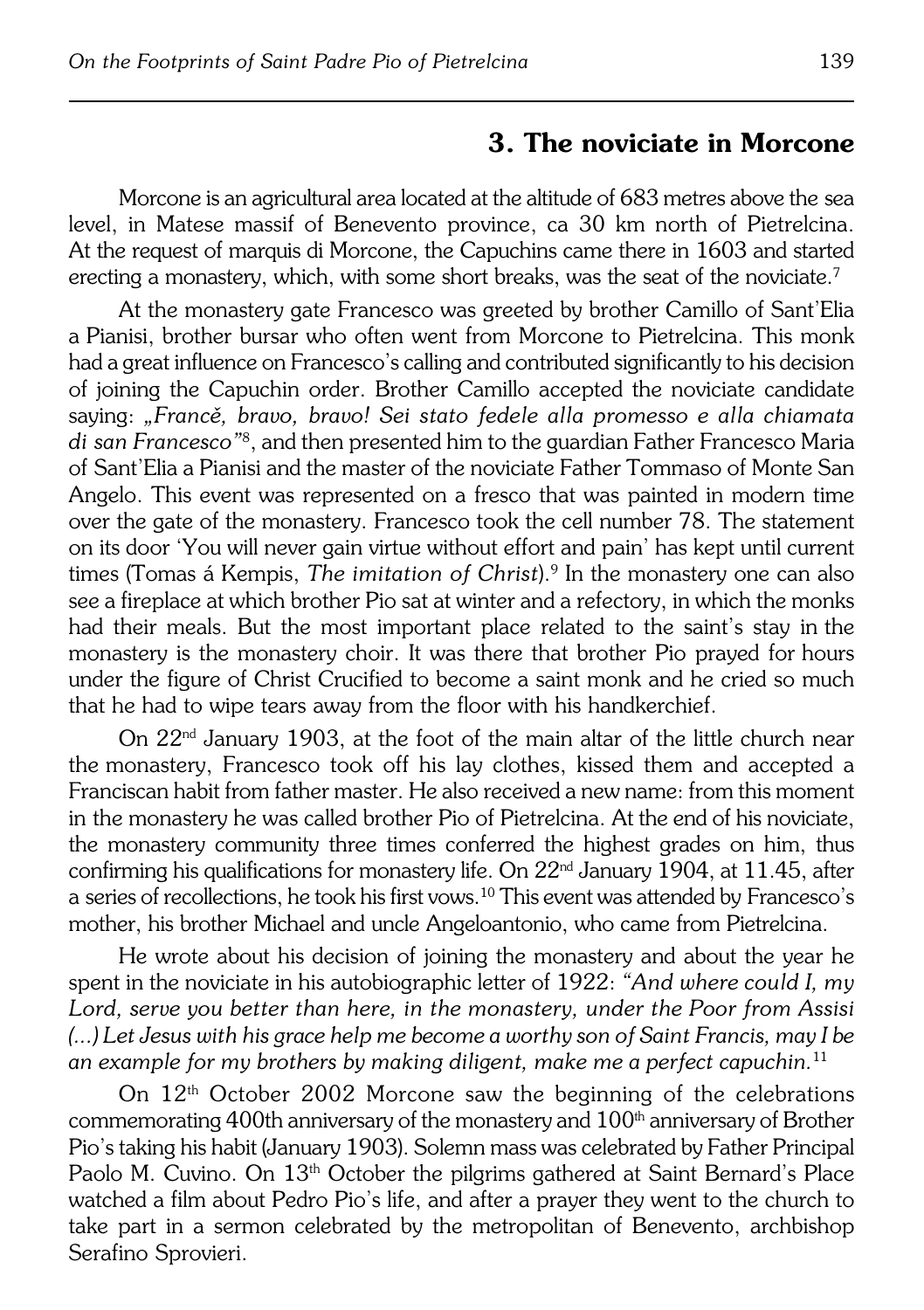## 3. The noviciate in Morcone

Morcone is an agricultural area located at the altitude of 683 metres above the sea level, in Matese massif of Benevento province, ca 30 km north of Pietrelcina. At the request of marquis di Morcone, the Capuchins came there in 1603 and started erecting a monastery, which, with some short breaks, was the seat of the noviciate.[7]

At the monastery gate Francesco was greeted by brother Camillo of Sant'Elia a Pianisi, brother bursar who often went from Morcone to Pietrelcina. This monk had a great influence on Francesco's calling and contributed significantly to his decision of joining the Capuchin order. Brother Camillo accepted the noviciate candidate saying: *„Francĕ, bravo, bravo! Sei stato fedele alla promesso e alla chiamata di san Francesco"*[8], and then presented him to the guardian Father Francesco Maria of Sant'Elia a Pianisi and the master of the noviciate Father Tommaso of Monte San Angelo. This event was represented on a fresco that was painted in modern time over the gate of the monastery. Francesco took the cell number 78. The statement on its door 'You will never gain virtue without effort and pain' has kept until current times (Tomas á Kempis, *The imitation of Christ*).[9] In the monastery one can also see a fireplace at which brother Pio sat at winter and a refectory, in which the monks had their meals. But the most important place related to the saint's stay in the monastery is the monastery choir. It was there that brother Pio prayed for hours under the figure of Christ Crucified to become a saint monk and he cried so much that he had to wipe tears away from the floor with his handkerchief.

On 22nd January 1903, at the foot of the main altar of the little church near the monastery, Francesco took off his lay clothes, kissed them and accepted a Franciscan habit from father master. He also received a new name: from this moment in the monastery he was called brother Pio of Pietrelcina. At the end of his noviciate, the monastery community three times conferred the highest grades on him, thus confirming his qualifications for monastery life. On 22nd January 1904, at 11.45, after a series of recollections, he took his first vows.[10] This event was attended by Francesco's mother, his brother Michael and uncle Angeloantonio, who came from Pietrelcina.

He wrote about his decision of joining the monastery and about the year he spent in the noviciate in his autobiographic letter of 1922: *"And where could I, my Lord, serve you better than here, in the monastery, under the Poor from Assisi (...) Let Jesus with his grace help me become a worthy son of Saint Francis, may I be an example for my brothers by making diligent, make me a perfect capuchin.*[11]

On 12th October 2002 Morcone saw the beginning of the celebrations commemorating 400th anniversary of the monastery and 100th anniversary of Brother Pio's taking his habit (January 1903). Solemn mass was celebrated by Father Principal Paolo M. Cuvino. On 13th October the pilgrims gathered at Saint Bernard's Place watched a film about Pedro Pio's life, and after a prayer they went to the church to take part in a sermon celebrated by the metropolitan of Benevento, archbishop Serafino Sprovieri.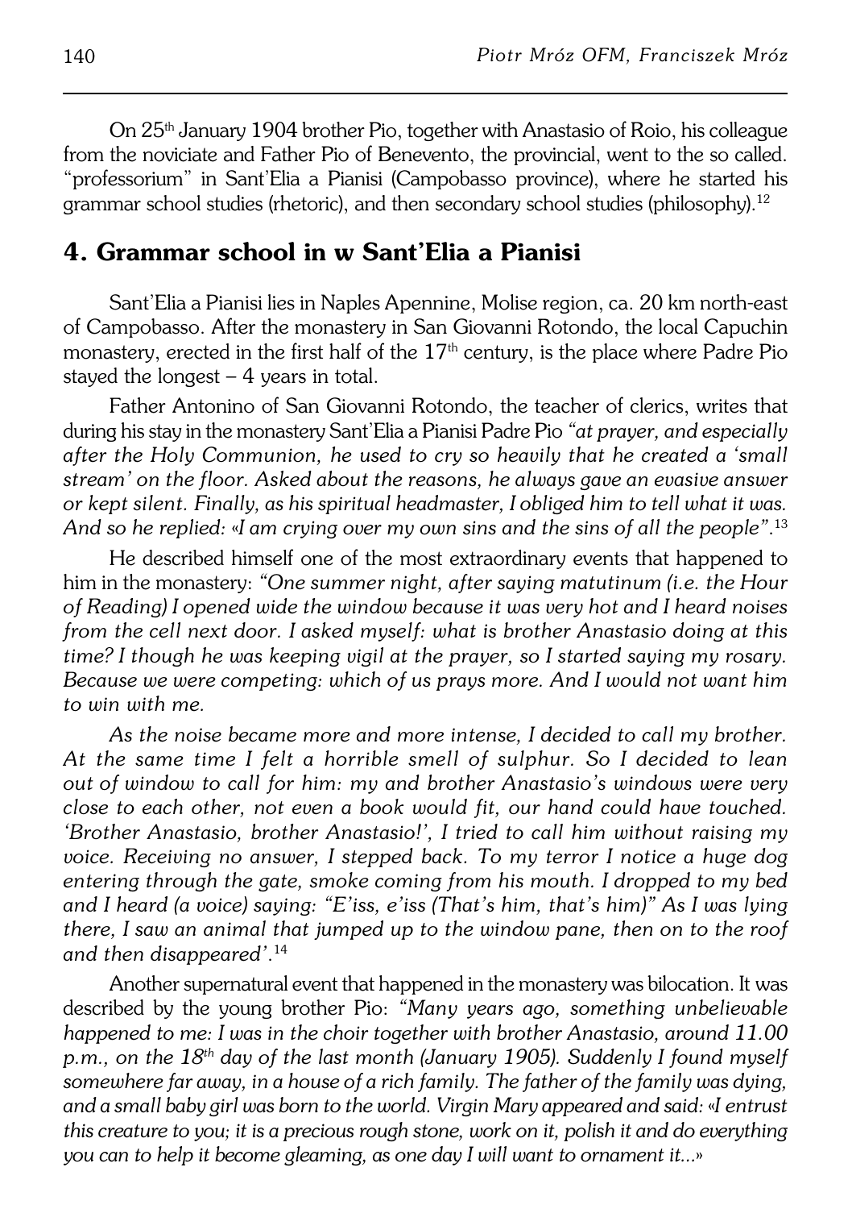On 25th January 1904 brother Pio, together with Anastasio of Roio, his colleague from the noviciate and Father Pio of Benevento, the provincial, went to the so called. "professorium" in Sant'Elia a Pianisi (Campobasso province), where he started his grammar school studies (rhetoric), and then secondary school studies (philosophy).[12]

## 4. Grammar school in w Sant'Elia a Pianisi

Sant'Elia a Pianisi lies in Naples Apennine, Molise region, ca. 20 km north-east of Campobasso. After the monastery in San Giovanni Rotondo, the local Capuchin monastery, erected in the first half of the 17th century, is the place where Padre Pio stayed the longest – 4 years in total.

Father Antonino of San Giovanni Rotondo, the teacher of clerics, writes that during his stay in the monastery Sant'Elia a Pianisi Padre Pio *"at prayer, and especially after the Holy Communion, he used to cry so heavily that he created a 'small stream' on the floor. Asked about the reasons, he always gave an evasive answer or kept silent. Finally, as his spiritual headmaster, I obliged him to tell what it was. And so he replied: «I am crying over my own sins and the sins of all the people"*.[13]

He described himself one of the most extraordinary events that happened to him in the monastery: *"One summer night, after saying matutinum (i.e. the Hour of Reading) I opened wide the window because it was very hot and I heard noises from the cell next door. I asked myself: what is brother Anastasio doing at this time? I though he was keeping vigil at the prayer, so I started saying my rosary. Because we were competing: which of us prays more. And I would not want him to win with me.*

*As the noise became more and more intense, I decided to call my brother. At the same time I felt a horrible smell of sulphur. So I decided to lean out of window to call for him: my and brother Anastasio's windows were very close to each other, not even a book would fit, our hand could have touched. 'Brother Anastasio, brother Anastasio!', I tried to call him without raising my voice. Receiving no answer, I stepped back. To my terror I notice a huge dog entering through the gate, smoke coming from his mouth. I dropped to my bed and I heard (a voice) saying: "E'iss, e'iss (That's him, that's him)" As I was lying there, I saw an animal that jumped up to the window pane, then on to the roof and then disappeared'*.[14]

Another supernatural event that happened in the monastery was bilocation. It was described by the young brother Pio: *"Many years ago, something unbelievable happened to me: I was in the choir together with brother Anastasio, around 11.00 p.m., on the 18th day of the last month (January 1905). Suddenly I found myself somewhere far away, in a house of a rich family. The father of the family was dying, and a small baby girl was born to the world. Virgin Mary appeared and said: «I entrust this creature to you; it is a precious rough stone, work on it, polish it and do everything you can to help it become gleaming, as one day I will want to ornament it...»*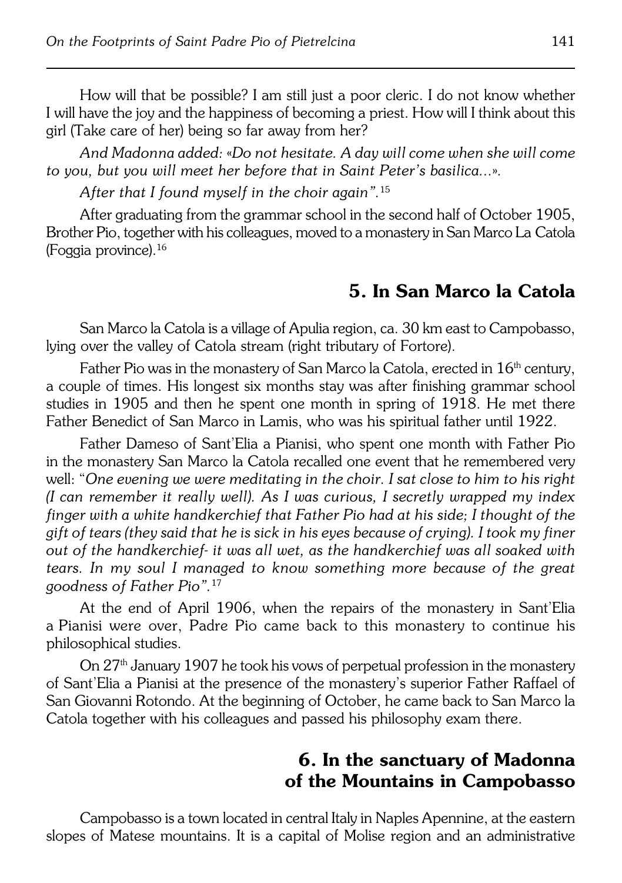How will that be possible? I am still just a poor cleric. I do not know whether I will have the joy and the happiness of becoming a priest. How will I think about this girl (Take care of her) being so far away from her?

*And Madonna added: «Do not hesitate. A day will come when she will come to you, but you will meet her before that in Saint Peter's basilica...».*

*After that I found myself in the choir again".*[15]

After graduating from the grammar school in the second half of October 1905, Brother Pio, together with his colleagues, moved to a monastery in San Marco La Catola (Foggia province).[16]

## 5. In San Marco la Catola

San Marco la Catola is a village of Apulia region, ca. 30 km east to Campobasso, lying over the valley of Catola stream (right tributary of Fortore).

Father Pio was in the monastery of San Marco la Catola, erected in 16th century, a couple of times. His longest six months stay was after finishing grammar school studies in 1905 and then he spent one month in spring of 1918. He met there Father Benedict of San Marco in Lamis, who was his spiritual father until 1922.

Father Dameso of Sant'Elia a Pianisi, who spent one month with Father Pio in the monastery San Marco la Catola recalled one event that he remembered very well: "*One evening we were meditating in the choir. I sat close to him to his right (I can remember it really well). As I was curious, I secretly wrapped my index finger with a white handkerchief that Father Pio had at his side; I thought of the gift of tears (they said that he is sick in his eyes because of crying). I took my finer out of the handkerchief- it was all wet, as the handkerchief was all soaked with tears. In my soul I managed to know something more because of the great goodness of Father Pio".*[17]

At the end of April 1906, when the repairs of the monastery in Sant'Elia a Pianisi were over, Padre Pio came back to this monastery to continue his philosophical studies.

On 27th January 1907 he took his vows of perpetual profession in the monastery of Sant'Elia a Pianisi at the presence of the monastery's superior Father Raffael of San Giovanni Rotondo. At the beginning of October, he came back to San Marco la Catola together with his colleagues and passed his philosophy exam there.

## 6. In the sanctuary of Madonna of the Mountains in Campobasso

Campobasso is a town located in central Italy in Naples Apennine, at the eastern slopes of Matese mountains. It is a capital of Molise region and an administrative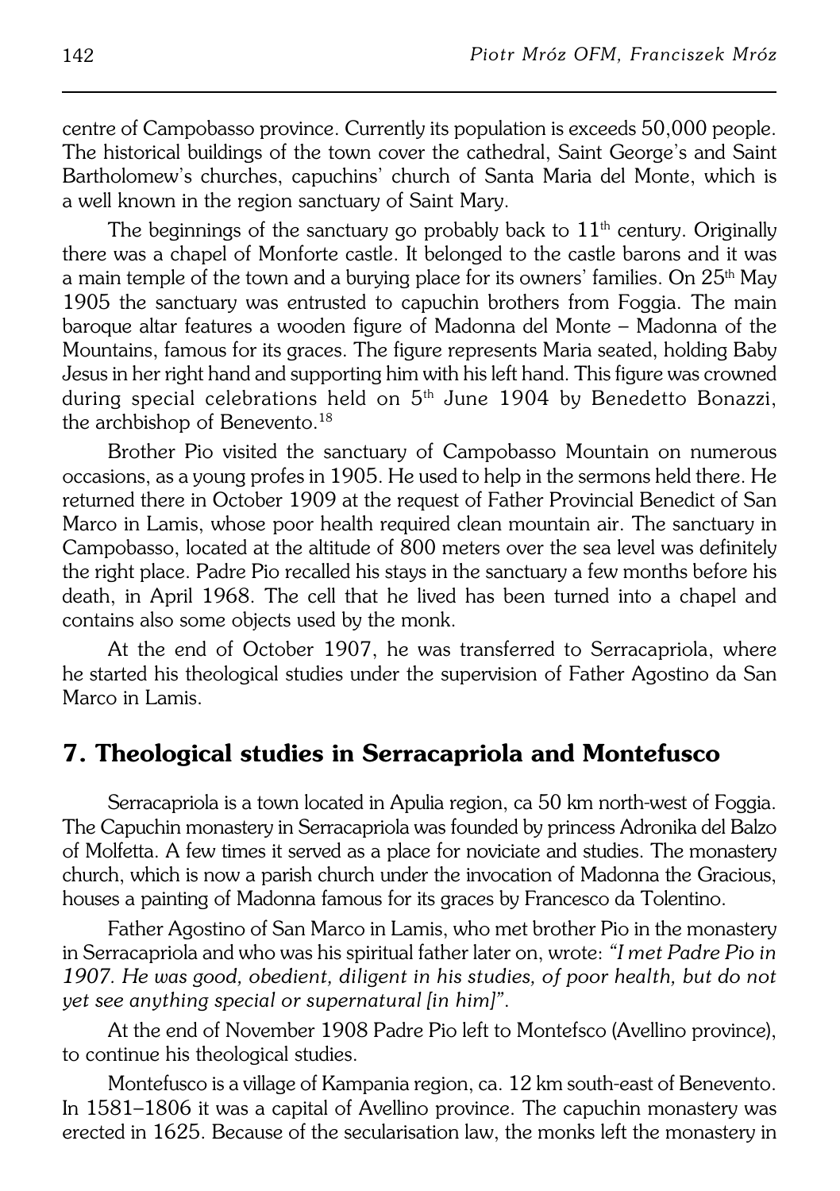centre of Campobasso province. Currently its population is exceeds 50,000 people. The historical buildings of the town cover the cathedral, Saint George's and Saint Bartholomew's churches, capuchins' church of Santa Maria del Monte, which is a well known in the region sanctuary of Saint Mary.

The beginnings of the sanctuary go probably back to 11th century. Originally there was a chapel of Monforte castle. It belonged to the castle barons and it was a main temple of the town and a burying place for its owners' families. On 25th May 1905 the sanctuary was entrusted to capuchin brothers from Foggia. The main baroque altar features a wooden figure of Madonna del Monte – Madonna of the Mountains, famous for its graces. The figure represents Maria seated, holding Baby Jesus in her right hand and supporting him with his left hand. This figure was crowned during special celebrations held on 5th June 1904 by Benedetto Bonazzi, the archbishop of Benevento.[18]

Brother Pio visited the sanctuary of Campobasso Mountain on numerous occasions, as a young profes in 1905. He used to help in the sermons held there. He returned there in October 1909 at the request of Father Provincial Benedict of San Marco in Lamis, whose poor health required clean mountain air. The sanctuary in Campobasso, located at the altitude of 800 meters over the sea level was definitely the right place. Padre Pio recalled his stays in the sanctuary a few months before his death, in April 1968. The cell that he lived has been turned into a chapel and contains also some objects used by the monk.

At the end of October 1907, he was transferred to Serracapriola, where he started his theological studies under the supervision of Father Agostino da San Marco in Lamis.

## 7. Theological studies in Serracapriola and Montefusco

Serracapriola is a town located in Apulia region, ca 50 km north-west of Foggia. The Capuchin monastery in Serracapriola was founded by princess Adronika del Balzo of Molfetta. A few times it served as a place for noviciate and studies. The monastery church, which is now a parish church under the invocation of Madonna the Gracious, houses a painting of Madonna famous for its graces by Francesco da Tolentino.

Father Agostino of San Marco in Lamis, who met brother Pio in the monastery in Serracapriola and who was his spiritual father later on, wrote: *"I met Padre Pio in 1907. He was good, obedient, diligent in his studies, of poor health, but do not yet see anything special or supernatural [in him]"*.

At the end of November 1908 Padre Pio left to Montefsco (Avellino province), to continue his theological studies.

Montefusco is a village of Kampania region, ca. 12 km south-east of Benevento. In 1581–1806 it was a capital of Avellino province. The capuchin monastery was erected in 1625. Because of the secularisation law, the monks left the monastery in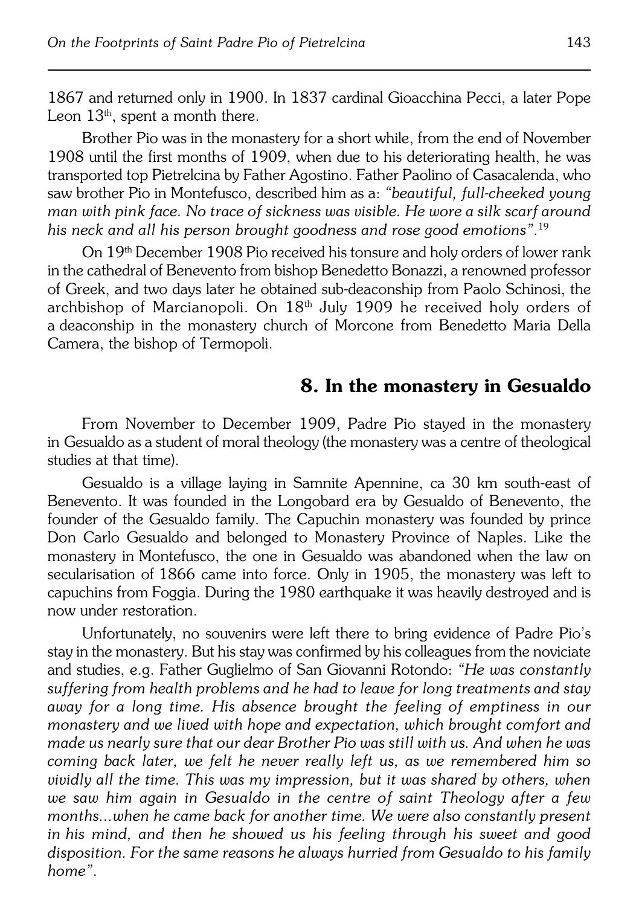1867 and returned only in 1900. In 1837 cardinal Gioacchina Pecci, a later Pope Leon 13th, spent a month there.

Brother Pio was in the monastery for a short while, from the end of November 1908 until the first months of 1909, when due to his deteriorating health, he was transported top Pietrelcina by Father Agostino. Father Paolino of Casacalenda, who saw brother Pio in Montefusco, described him as a: *"beautiful, full-cheeked young man with pink face. No trace of sickness was visible. He wore a silk scarf around his neck and all his person brought goodness and rose good emotions"*.[19]

On 19th December 1908 Pio received his tonsure and holy orders of lower rank in the cathedral of Benevento from bishop Benedetto Bonazzi, a renowned professor of Greek, and two days later he obtained sub-deaconship from Paolo Schinosi, the archbishop of Marcianopoli. On 18th July 1909 he received holy orders of a deaconship in the monastery church of Morcone from Benedetto Maria Della Camera, the bishop of Termopoli.

## 8. In the monastery in Gesualdo

From November to December 1909, Padre Pio stayed in the monastery in Gesualdo as a student of moral theology (the monastery was a centre of theological studies at that time).

Gesualdo is a village laying in Samnite Apennine, ca 30 km south-east of Benevento. It was founded in the Longobard era by Gesualdo of Benevento, the founder of the Gesualdo family. The Capuchin monastery was founded by prince Don Carlo Gesualdo and belonged to Monastery Province of Naples. Like the monastery in Montefusco, the one in Gesualdo was abandoned when the law on secularisation of 1866 came into force. Only in 1905, the monastery was left to capuchins from Foggia. During the 1980 earthquake it was heavily destroyed and is now under restoration.

Unfortunately, no souvenirs were left there to bring evidence of Padre Pio's stay in the monastery. But his stay was confirmed by his colleagues from the noviciate and studies, e.g. Father Guglielmo of San Giovanni Rotondo: *"He was constantly suffering from health problems and he had to leave for long treatments and stay away for a long time. His absence brought the feeling of emptiness in our monastery and we lived with hope and expectation, which brought comfort and made us nearly sure that our dear Brother Pio was still with us. And when he was coming back later, we felt he never really left us, as we remembered him so vividly all the time. This was my impression, but it was shared by others, when we saw him again in Gesualdo in the centre of saint Theology after a few months...when he came back for another time. We were also constantly present in his mind, and then he showed us his feeling through his sweet and good disposition. For the same reasons he always hurried from Gesualdo to his family home"*.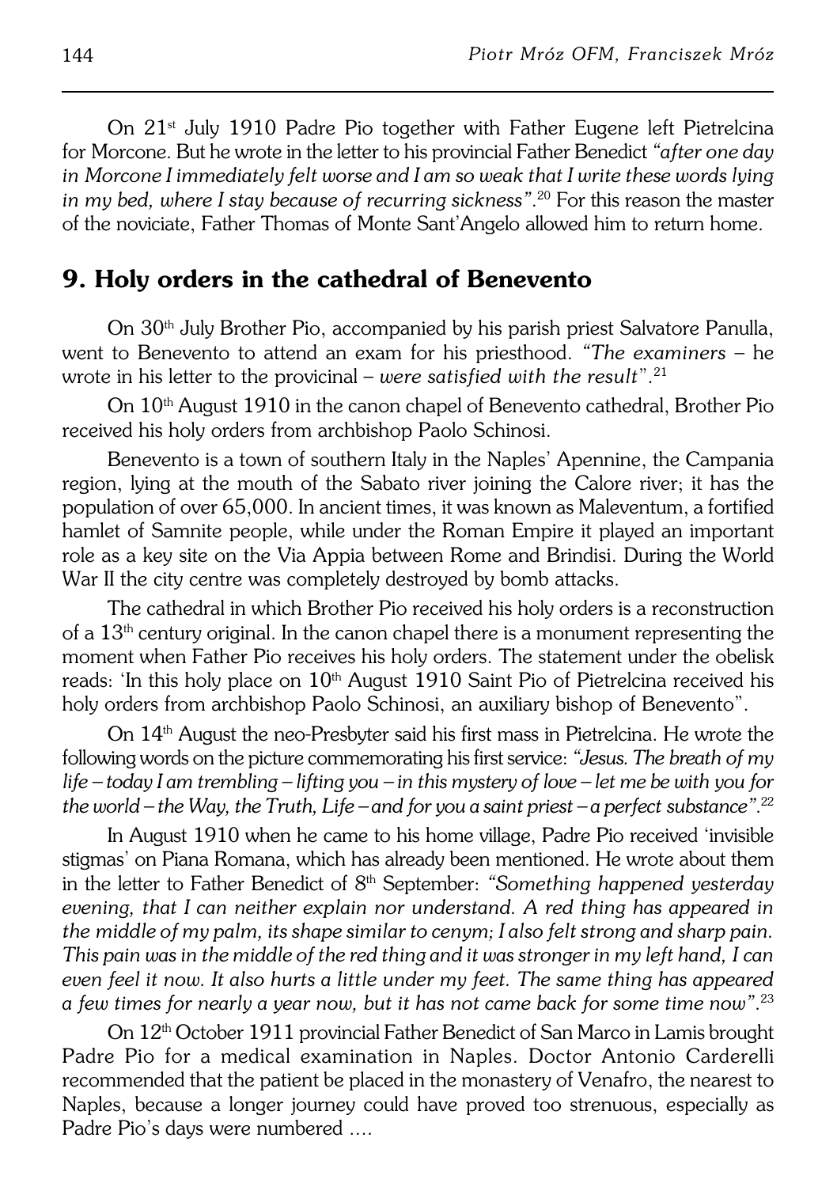On 21st July 1910 Padre Pio together with Father Eugene left Pietrelcina for Morcone. But he wrote in the letter to his provincial Father Benedict *"after one day in Morcone I immediately felt worse and I am so weak that I write these words lying in my bed, where I stay because of recurring sickness"*.[20] For this reason the master of the noviciate, Father Thomas of Monte Sant'Angelo allowed him to return home.

## 9. Holy orders in the cathedral of Benevento

On 30th July Brother Pio, accompanied by his parish priest Salvatore Panulla, went to Benevento to attend an exam for his priesthood. *"The examiners* – he wrote in his letter to the provicinal – *were satisfied with the result"*.[21]

On 10th August 1910 in the canon chapel of Benevento cathedral, Brother Pio received his holy orders from archbishop Paolo Schinosi.

Benevento is a town of southern Italy in the Naples' Apennine, the Campania region, lying at the mouth of the Sabato river joining the Calore river; it has the population of over 65,000. In ancient times, it was known as Maleventum, a fortified hamlet of Samnite people, while under the Roman Empire it played an important role as a key site on the Via Appia between Rome and Brindisi. During the World War II the city centre was completely destroyed by bomb attacks.

The cathedral in which Brother Pio received his holy orders is a reconstruction of a 13th century original. In the canon chapel there is a monument representing the moment when Father Pio receives his holy orders. The statement under the obelisk reads: 'In this holy place on 10th August 1910 Saint Pio of Pietrelcina received his holy orders from archbishop Paolo Schinosi, an auxiliary bishop of Benevento".

On 14th August the neo-Presbyter said his first mass in Pietrelcina. He wrote the following words on the picture commemorating his first service: *"Jesus. The breath of my life – today I am trembling – lifting you – in this mystery of love – let me be with you for the world – the Way, the Truth, Life – and for you a saint priest – a perfect substance"*.[22]

In August 1910 when he came to his home village, Padre Pio received 'invisible stigmas' on Piana Romana, which has already been mentioned. He wrote about them in the letter to Father Benedict of 8th September: *"Something happened yesterday evening, that I can neither explain nor understand. A red thing has appeared in the middle of my palm, its shape similar to cenym; I also felt strong and sharp pain. This pain was in the middle of the red thing and it was stronger in my left hand, I can even feel it now. It also hurts a little under my feet. The same thing has appeared a few times for nearly a year now, but it has not came back for some time now"*.[23]

On 12th October 1911 provincial Father Benedict of San Marco in Lamis brought Padre Pio for a medical examination in Naples. Doctor Antonio Carderelli recommended that the patient be placed in the monastery of Venafro, the nearest to Naples, because a longer journey could have proved too strenuous, especially as Padre Pio's days were numbered ....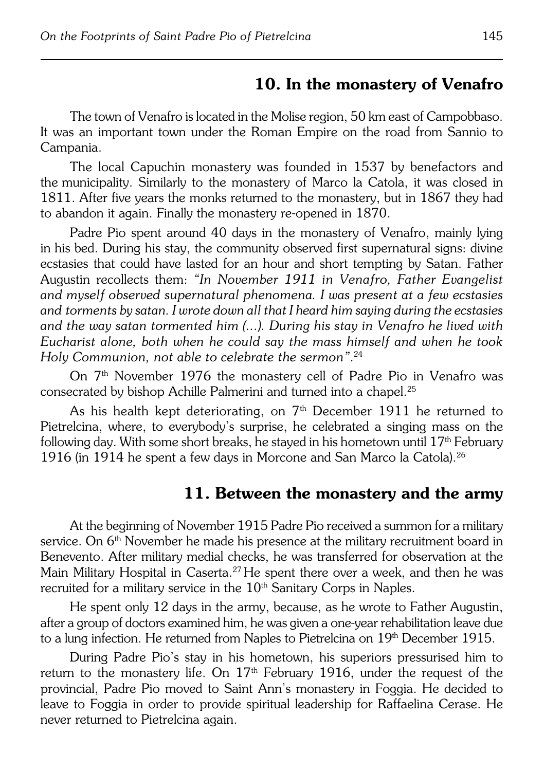## 10. In the monastery of Venafro

The town of Venafro is located in the Molise region, 50 km east of Campobbaso. It was an important town under the Roman Empire on the road from Sannio to Campania.

The local Capuchin monastery was founded in 1537 by benefactors and the municipality. Similarly to the monastery of Marco la Catola, it was closed in 1811. After five years the monks returned to the monastery, but in 1867 they had to abandon it again. Finally the monastery re-opened in 1870.

Padre Pio spent around 40 days in the monastery of Venafro, mainly lying in his bed. During his stay, the community observed first supernatural signs: divine ecstasies that could have lasted for an hour and short tempting by Satan. Father Augustin recollects them: *"In November 1911 in Venafro, Father Evangelist and myself observed supernatural phenomena. I was present at a few ecstasies and torments by satan. I wrote down all that I heard him saying during the ecstasies and the way satan tormented him (...). During his stay in Venafro he lived with Eucharist alone, both when he could say the mass himself and when he took Holy Communion, not able to celebrate the sermon"*.[24]

On 7th November 1976 the monastery cell of Padre Pio in Venafro was consecrated by bishop Achille Palmerini and turned into a chapel.[25]

As his health kept deteriorating, on 7th December 1911 he returned to Pietrelcina, where, to everybody's surprise, he celebrated a singing mass on the following day. With some short breaks, he stayed in his hometown until 17th February 1916 (in 1914 he spent a few days in Morcone and San Marco la Catola).[26]

## 11. Between the monastery and the army

At the beginning of November 1915 Padre Pio received a summon for a military service. On 6th November he made his presence at the military recruitment board in Benevento. After military medial checks, he was transferred for observation at the Main Military Hospital in Caserta.[27] He spent there over a week, and then he was recruited for a military service in the 10th Sanitary Corps in Naples.

He spent only 12 days in the army, because, as he wrote to Father Augustin, after a group of doctors examined him, he was given a one-year rehabilitation leave due to a lung infection. He returned from Naples to Pietrelcina on 19th December 1915.

During Padre Pio's stay in his hometown, his superiors pressurised him to return to the monastery life. On 17th February 1916, under the request of the provincial, Padre Pio moved to Saint Ann's monastery in Foggia. He decided to leave to Foggia in order to provide spiritual leadership for Raffaelina Cerase. He never returned to Pietrelcina again.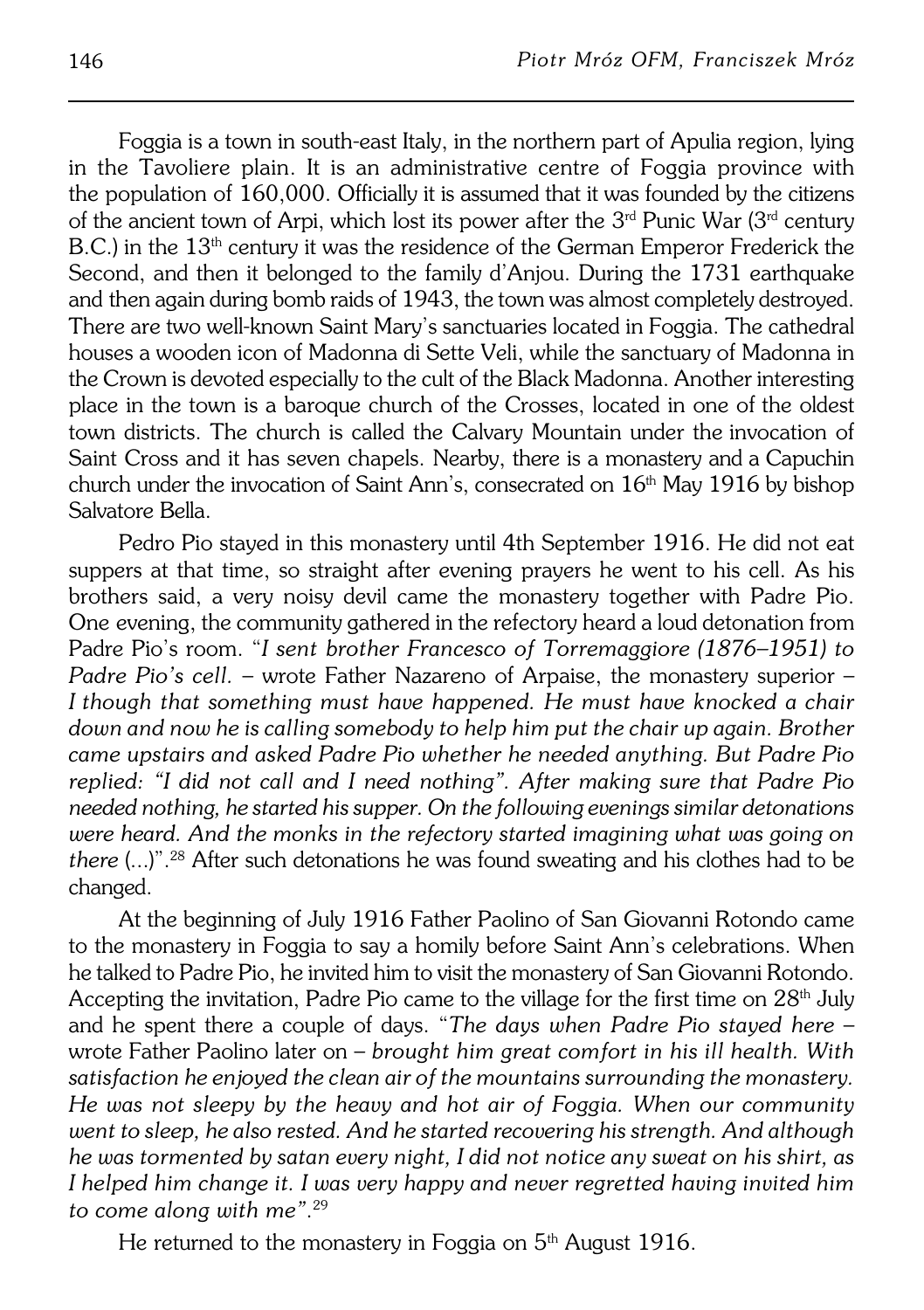Foggia is a town in south-east Italy, in the northern part of Apulia region, lying in the Tavoliere plain. It is an administrative centre of Foggia province with the population of 160,000. Officially it is assumed that it was founded by the citizens of the ancient town of Arpi, which lost its power after the 3rd Punic War (3rd century B.C.) in the 13th century it was the residence of the German Emperor Frederick the Second, and then it belonged to the family d'Anjou. During the 1731 earthquake and then again during bomb raids of 1943, the town was almost completely destroyed. There are two well-known Saint Mary's sanctuaries located in Foggia. The cathedral houses a wooden icon of Madonna di Sette Veli, while the sanctuary of Madonna in the Crown is devoted especially to the cult of the Black Madonna. Another interesting place in the town is a baroque church of the Crosses, located in one of the oldest town districts. The church is called the Calvary Mountain under the invocation of Saint Cross and it has seven chapels. Nearby, there is a monastery and a Capuchin church under the invocation of Saint Ann's, consecrated on 16th May 1916 by bishop Salvatore Bella.

Pedro Pio stayed in this monastery until 4th September 1916. He did not eat suppers at that time, so straight after evening prayers he went to his cell. As his brothers said, a very noisy devil came the monastery together with Padre Pio. One evening, the community gathered in the refectory heard a loud detonation from Padre Pio's room. "*I sent brother Francesco of Torremaggiore (1876–1951) to Padre Pio's cell.* – wrote Father Nazareno of Arpaise, the monastery superior – *I though that something must have happened. He must have knocked a chair down and now he is calling somebody to help him put the chair up again. Brother came upstairs and asked Padre Pio whether he needed anything. But Padre Pio replied: "I did not call and I need nothing". After making sure that Padre Pio needed nothing, he started his supper. On the following evenings similar detonations were heard. And the monks in the refectory started imagining what was going on there* (...)".[28] After such detonations he was found sweating and his clothes had to be changed.

At the beginning of July 1916 Father Paolino of San Giovanni Rotondo came to the monastery in Foggia to say a homily before Saint Ann's celebrations. When he talked to Padre Pio, he invited him to visit the monastery of San Giovanni Rotondo. Accepting the invitation, Padre Pio came to the village for the first time on 28th July and he spent there a couple of days. "*The days when Padre Pio stayed here* – wrote Father Paolino later on – *brought him great comfort in his ill health. With satisfaction he enjoyed the clean air of the mountains surrounding the monastery. He was not sleepy by the heavy and hot air of Foggia. When our community went to sleep, he also rested. And he started recovering his strength. And although he was tormented by satan every night, I did not notice any sweat on his shirt, as I helped him change it. I was very happy and never regretted having invited him to come along with me*".[29]

He returned to the monastery in Foggia on 5th August 1916.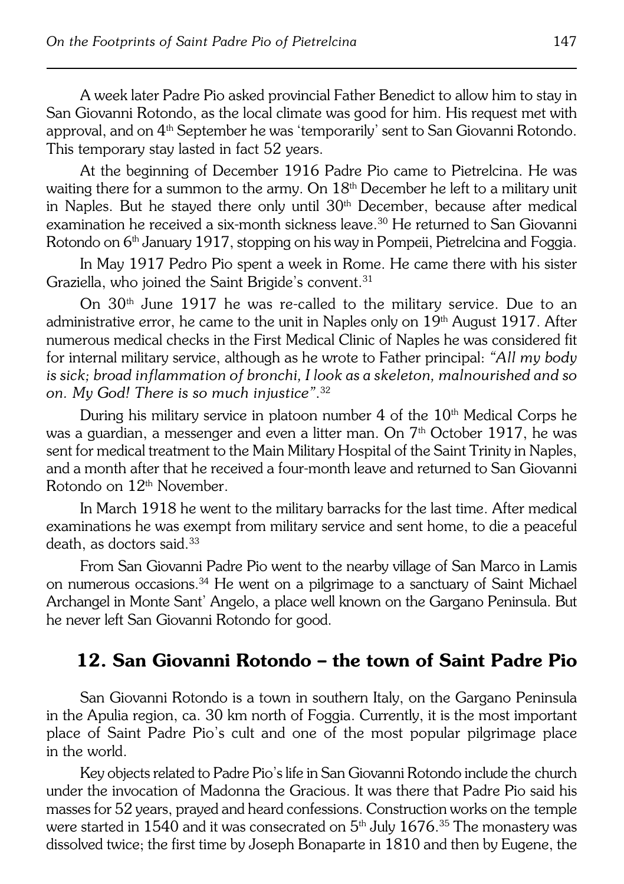A week later Padre Pio asked provincial Father Benedict to allow him to stay in San Giovanni Rotondo, as the local climate was good for him. His request met with approval, and on 4th September he was 'temporarily' sent to San Giovanni Rotondo. This temporary stay lasted in fact 52 years.

At the beginning of December 1916 Padre Pio came to Pietrelcina. He was waiting there for a summon to the army. On 18th December he left to a military unit in Naples. But he stayed there only until 30th December, because after medical examination he received a six-month sickness leave.[30] He returned to San Giovanni Rotondo on 6th January 1917, stopping on his way in Pompeii, Pietrelcina and Foggia.

In May 1917 Pedro Pio spent a week in Rome. He came there with his sister Graziella, who joined the Saint Brigide's convent.[31]

On 30th June 1917 he was re-called to the military service. Due to an administrative error, he came to the unit in Naples only on 19th August 1917. After numerous medical checks in the First Medical Clinic of Naples he was considered fit for internal military service, although as he wrote to Father principal: *"All my body is sick; broad inflammation of bronchi, I look as a skeleton, malnourished and so on. My God! There is so much injustice"*.[32]

During his military service in platoon number 4 of the 10th Medical Corps he was a guardian, a messenger and even a litter man. On 7th October 1917, he was sent for medical treatment to the Main Military Hospital of the Saint Trinity in Naples, and a month after that he received a four-month leave and returned to San Giovanni Rotondo on 12th November.

In March 1918 he went to the military barracks for the last time. After medical examinations he was exempt from military service and sent home, to die a peaceful death, as doctors said.[33]

From San Giovanni Padre Pio went to the nearby village of San Marco in Lamis on numerous occasions.[34] He went on a pilgrimage to a sanctuary of Saint Michael Archangel in Monte Sant' Angelo, a place well known on the Gargano Peninsula. But he never left San Giovanni Rotondo for good.

## 12. San Giovanni Rotondo – the town of Saint Padre Pio

San Giovanni Rotondo is a town in southern Italy, on the Gargano Peninsula in the Apulia region, ca. 30 km north of Foggia. Currently, it is the most important place of Saint Padre Pio's cult and one of the most popular pilgrimage place in the world.

Key objects related to Padre Pio's life in San Giovanni Rotondo include the church under the invocation of Madonna the Gracious. It was there that Padre Pio said his masses for 52 years, prayed and heard confessions. Construction works on the temple were started in 1540 and it was consecrated on 5th July 1676.[35] The monastery was dissolved twice; the first time by Joseph Bonaparte in 1810 and then by Eugene, the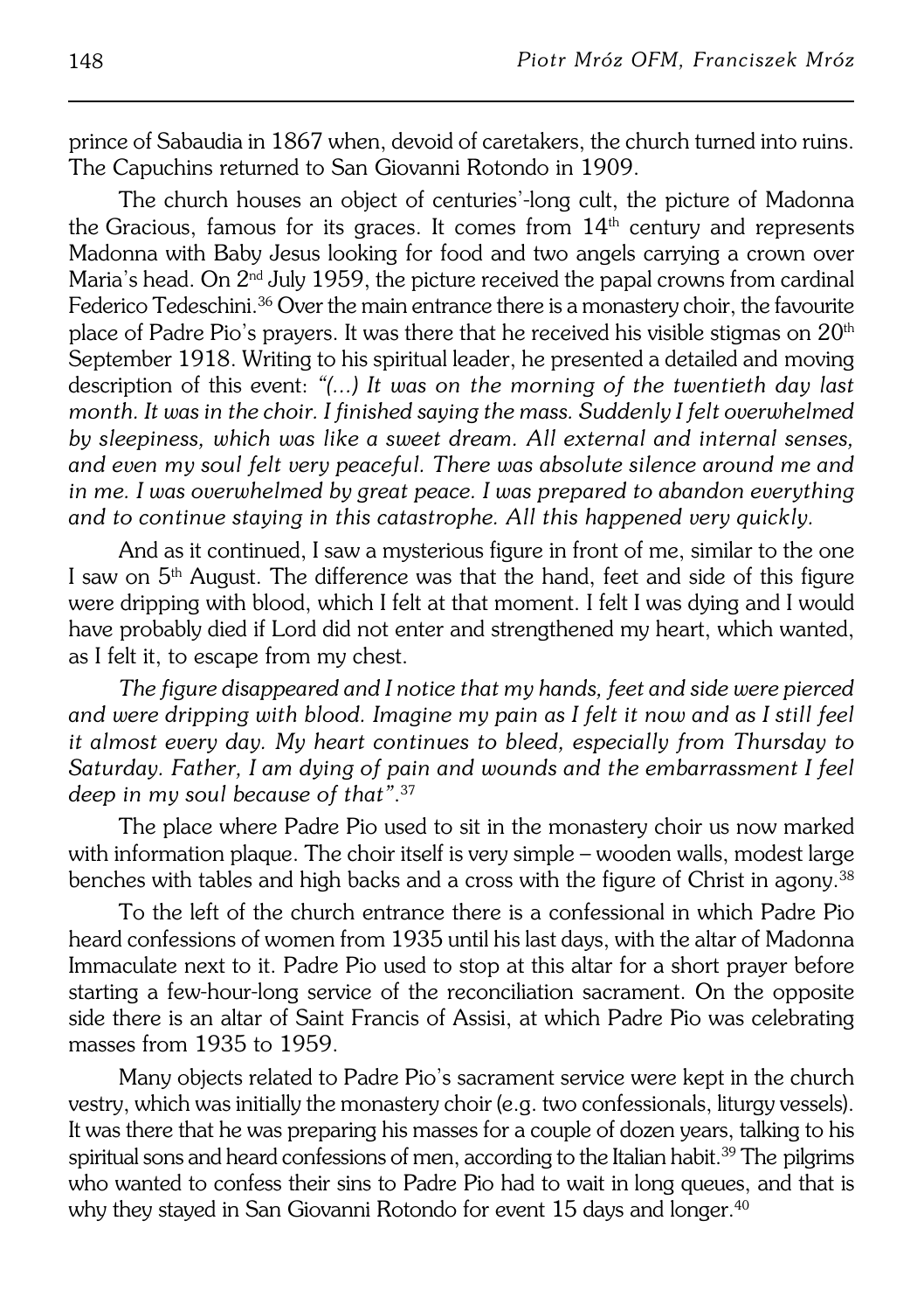prince of Sabaudia in 1867 when, devoid of caretakers, the church turned into ruins. The Capuchins returned to San Giovanni Rotondo in 1909.

The church houses an object of centuries'-long cult, the picture of Madonna the Gracious, famous for its graces. It comes from 14th century and represents Madonna with Baby Jesus looking for food and two angels carrying a crown over Maria's head. On 2nd July 1959, the picture received the papal crowns from cardinal Federico Tedeschini.[36] Over the main entrance there is a monastery choir, the favourite place of Padre Pio's prayers. It was there that he received his visible stigmas on 20th September 1918. Writing to his spiritual leader, he presented a detailed and moving description of this event: *"(...) It was on the morning of the twentieth day last month. It was in the choir. I finished saying the mass. Suddenly I felt overwhelmed by sleepiness, which was like a sweet dream. All external and internal senses, and even my soul felt very peaceful. There was absolute silence around me and in me. I was overwhelmed by great peace. I was prepared to abandon everything and to continue staying in this catastrophe. All this happened very quickly.*

And as it continued, I saw a mysterious figure in front of me, similar to the one I saw on 5th August. The difference was that the hand, feet and side of this figure were dripping with blood, which I felt at that moment. I felt I was dying and I would have probably died if Lord did not enter and strengthened my heart, which wanted, as I felt it, to escape from my chest.

*The figure disappeared and I notice that my hands, feet and side were pierced and were dripping with blood. Imagine my pain as I felt it now and as I still feel it almost every day. My heart continues to bleed, especially from Thursday to Saturday. Father, I am dying of pain and wounds and the embarrassment I feel deep in my soul because of that".*[37]

The place where Padre Pio used to sit in the monastery choir us now marked with information plaque. The choir itself is very simple – wooden walls, modest large benches with tables and high backs and a cross with the figure of Christ in agony.[38]

To the left of the church entrance there is a confessional in which Padre Pio heard confessions of women from 1935 until his last days, with the altar of Madonna Immaculate next to it. Padre Pio used to stop at this altar for a short prayer before starting a few-hour-long service of the reconciliation sacrament. On the opposite side there is an altar of Saint Francis of Assisi, at which Padre Pio was celebrating masses from 1935 to 1959.

Many objects related to Padre Pio's sacrament service were kept in the church vestry, which was initially the monastery choir (e.g. two confessionals, liturgy vessels). It was there that he was preparing his masses for a couple of dozen years, talking to his spiritual sons and heard confessions of men, according to the Italian habit.[39] The pilgrims who wanted to confess their sins to Padre Pio had to wait in long queues, and that is why they stayed in San Giovanni Rotondo for event 15 days and longer.[40]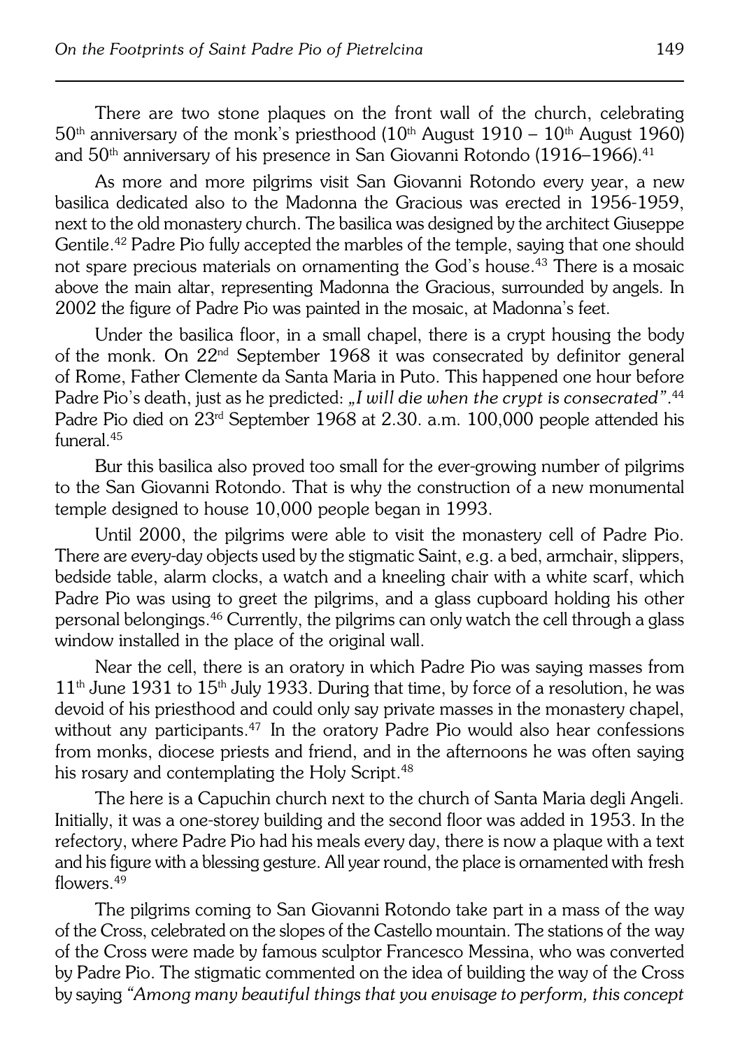There are two stone plaques on the front wall of the church, celebrating $50^{th}$ anniversary of the monk's priesthood ($10^{th}$ August 1910 – $10^{th}$ August 1960) and $50^{th}$ anniversary of his presence in San Giovanni Rotondo (1916–1966).[41]

As more and more pilgrims visit San Giovanni Rotondo every year, a new basilica dedicated also to the Madonna the Gracious was erected in 1956-1959, next to the old monastery church. The basilica was designed by the architect Giuseppe Gentile.[42] Padre Pio fully accepted the marbles of the temple, saying that one should not spare precious materials on ornamenting the God's house.[43] There is a mosaic above the main altar, representing Madonna the Gracious, surrounded by angels. In 2002 the figure of Padre Pio was painted in the mosaic, at Madonna's feet.

Under the basilica floor, in a small chapel, there is a crypt housing the body of the monk. On $22^{nd}$ September 1968 it was consecrated by definitor general of Rome, Father Clemente da Santa Maria in Puto. This happened one hour before Padre Pio's death, just as he predicted: *„I will die when the crypt is consecrated"*.[44] Padre Pio died on $23^{rd}$ September 1968 at 2.30. a.m. 100,000 people attended his funeral.[45]

Bur this basilica also proved too small for the ever-growing number of pilgrims to the San Giovanni Rotondo. That is why the construction of a new monumental temple designed to house 10,000 people began in 1993.

Until 2000, the pilgrims were able to visit the monastery cell of Padre Pio. There are every-day objects used by the stigmatic Saint, e.g. a bed, armchair, slippers, bedside table, alarm clocks, a watch and a kneeling chair with a white scarf, which Padre Pio was using to greet the pilgrims, and a glass cupboard holding his other personal belongings.[46] Currently, the pilgrims can only watch the cell through a glass window installed in the place of the original wall.

Near the cell, there is an oratory in which Padre Pio was saying masses from $11^{th}$ June 1931 to $15^{th}$ July 1933. During that time, by force of a resolution, he was devoid of his priesthood and could only say private masses in the monastery chapel, without any participants.[47] In the oratory Padre Pio would also hear confessions from monks, diocese priests and friend, and in the afternoons he was often saying his rosary and contemplating the Holy Script.[48]

The here is a Capuchin church next to the church of Santa Maria degli Angeli. Initially, it was a one-storey building and the second floor was added in 1953. In the refectory, where Padre Pio had his meals every day, there is now a plaque with a text and his figure with a blessing gesture. All year round, the place is ornamented with fresh flowers.[49]

The pilgrims coming to San Giovanni Rotondo take part in a mass of the way of the Cross, celebrated on the slopes of the Castello mountain. The stations of the way of the Cross were made by famous sculptor Francesco Messina, who was converted by Padre Pio. The stigmatic commented on the idea of building the way of the Cross by saying *"Among many beautiful things that you envisage to perform, this concept*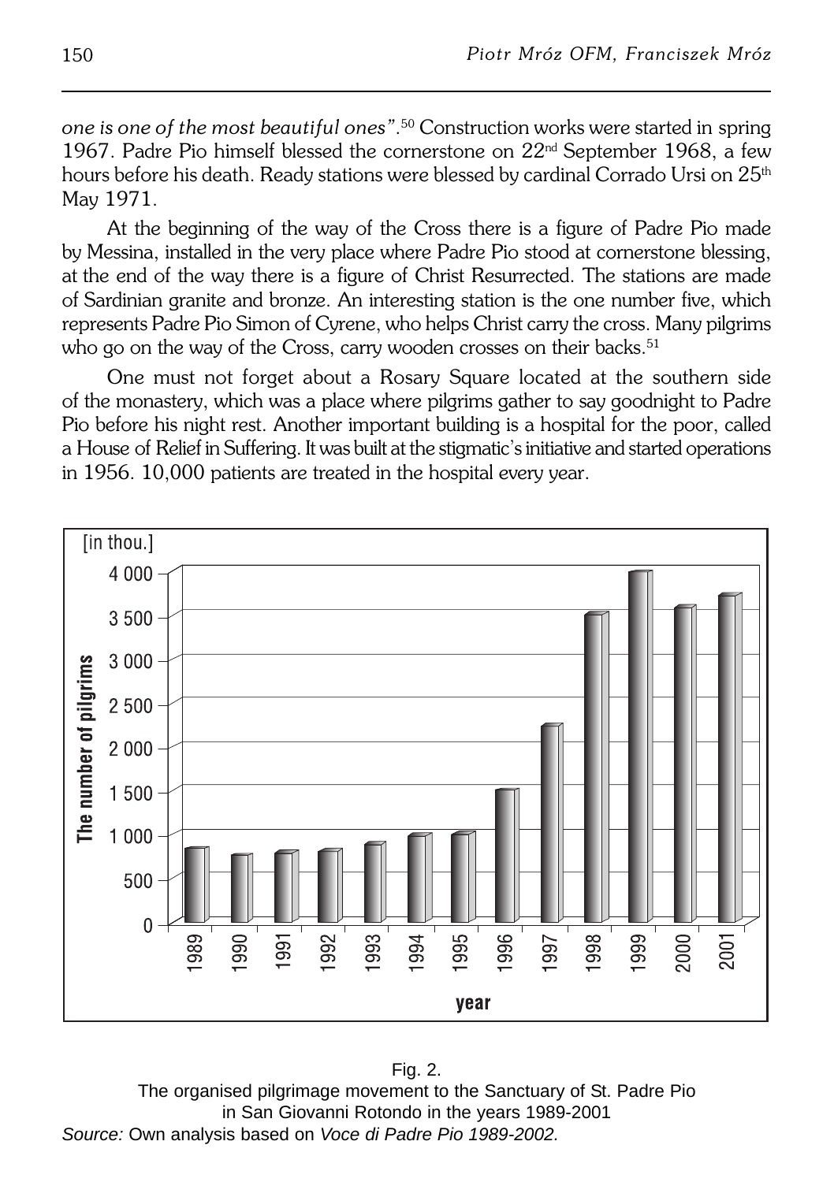*one is one of the most beautiful ones"*.[50] Construction works were started in spring 1967. Padre Pio himself blessed the cornerstone on 22nd September 1968, a few hours before his death. Ready stations were blessed by cardinal Corrado Ursi on 25th May 1971.

At the beginning of the way of the Cross there is a figure of Padre Pio made by Messina, installed in the very place where Padre Pio stood at cornerstone blessing, at the end of the way there is a figure of Christ Resurrected. The stations are made of Sardinian granite and bronze. An interesting station is the one number five, which represents Padre Pio Simon of Cyrene, who helps Christ carry the cross. Many pilgrims who go on the way of the Cross, carry wooden crosses on their backs.[51]

One must not forget about a Rosary Square located at the southern side of the monastery, which was a place where pilgrims gather to say goodnight to Padre Pio before his night rest. Another important building is a hospital for the poor, called a House of Relief in Suffering. It was built at the stigmatic's initiative and started operations in 1956. 10,000 patients are treated in the hospital every year.

Fig. 2.
The organised pilgrimage movement to the Sanctuary of St. Padre Pio in San Giovanni Rotondo in the years 1989-2001
*Source:* Own analysis based on *Voce di Padre Pio 1989-2002.*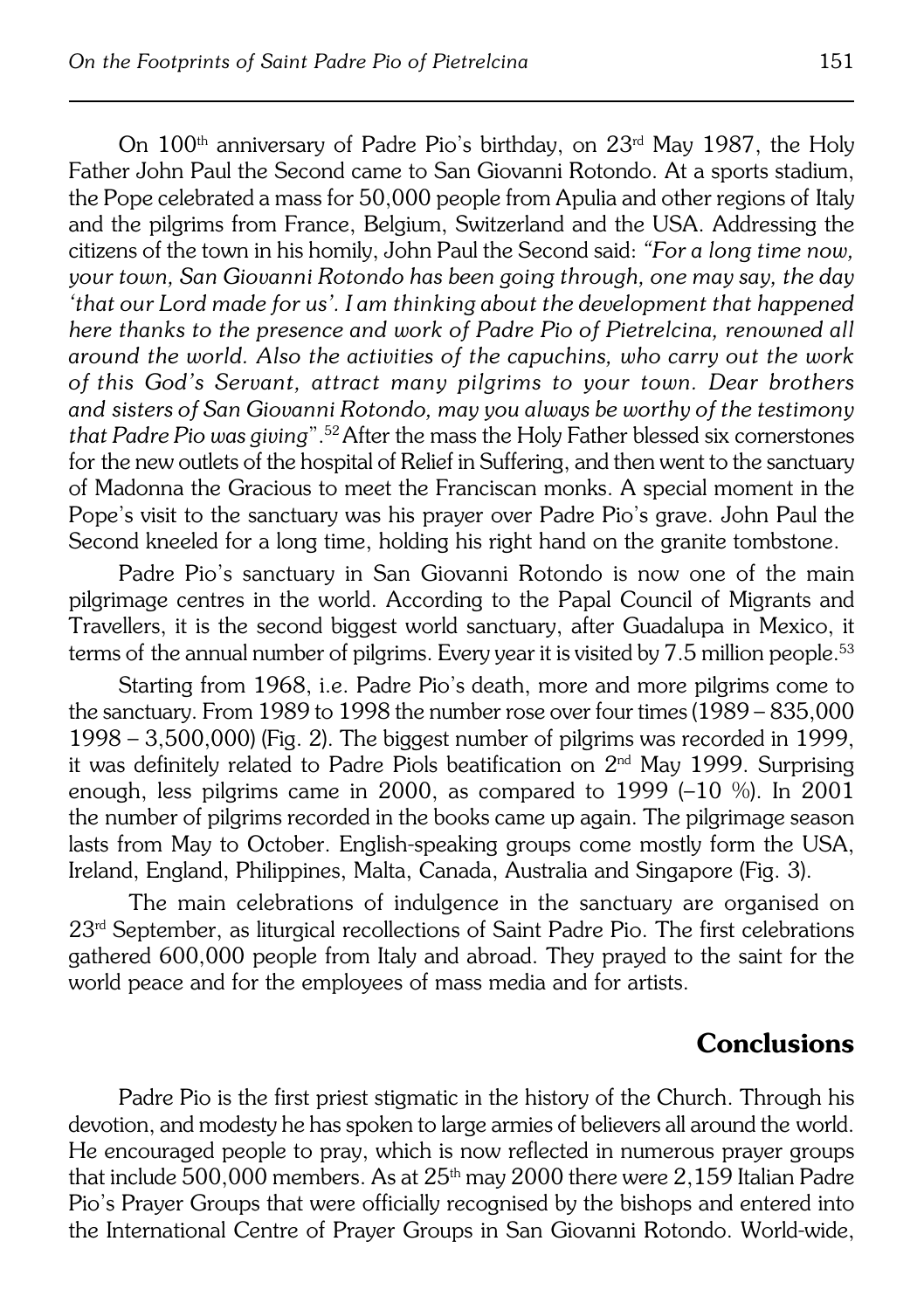On 100th anniversary of Padre Pio's birthday, on 23rd May 1987, the Holy Father John Paul the Second came to San Giovanni Rotondo. At a sports stadium, the Pope celebrated a mass for 50,000 people from Apulia and other regions of Italy and the pilgrims from France, Belgium, Switzerland and the USA. Addressing the citizens of the town in his homily, John Paul the Second said: *"For a long time now, your town, San Giovanni Rotondo has been going through, one may say, the day 'that our Lord made for us'. I am thinking about the development that happened here thanks to the presence and work of Padre Pio of Pietrelcina, renowned all around the world. Also the activities of the capuchins, who carry out the work of this God's Servant, attract many pilgrims to your town. Dear brothers and sisters of San Giovanni Rotondo, may you always be worthy of the testimony that Padre Pio was giving*".[52] After the mass the Holy Father blessed six cornerstones for the new outlets of the hospital of Relief in Suffering, and then went to the sanctuary of Madonna the Gracious to meet the Franciscan monks. A special moment in the Pope's visit to the sanctuary was his prayer over Padre Pio's grave. John Paul the Second kneeled for a long time, holding his right hand on the granite tombstone.

Padre Pio's sanctuary in San Giovanni Rotondo is now one of the main pilgrimage centres in the world. According to the Papal Council of Migrants and Travellers, it is the second biggest world sanctuary, after Guadalupa in Mexico, it terms of the annual number of pilgrims. Every year it is visited by 7.5 million people.[53]

Starting from 1968, i.e. Padre Pio's death, more and more pilgrims come to the sanctuary. From 1989 to 1998 the number rose over four times (1989 – 835,000 1998 – 3,500,000) (Fig. 2). The biggest number of pilgrims was recorded in 1999, it was definitely related to Padre Piols beatification on 2nd May 1999. Surprising enough, less pilgrims came in 2000, as compared to 1999 (–10 %). In 2001 the number of pilgrims recorded in the books came up again. The pilgrimage season lasts from May to October. English-speaking groups come mostly form the USA, Ireland, England, Philippines, Malta, Canada, Australia and Singapore (Fig. 3).

The main celebrations of indulgence in the sanctuary are organised on 23rd September, as liturgical recollections of Saint Padre Pio. The first celebrations gathered 600,000 people from Italy and abroad. They prayed to the saint for the world peace and for the employees of mass media and for artists.

## Conclusions

Padre Pio is the first priest stigmatic in the history of the Church. Through his devotion, and modesty he has spoken to large armies of believers all around the world. He encouraged people to pray, which is now reflected in numerous prayer groups that include 500,000 members. As at 25th may 2000 there were 2,159 Italian Padre Pio's Prayer Groups that were officially recognised by the bishops and entered into the International Centre of Prayer Groups in San Giovanni Rotondo. World-wide,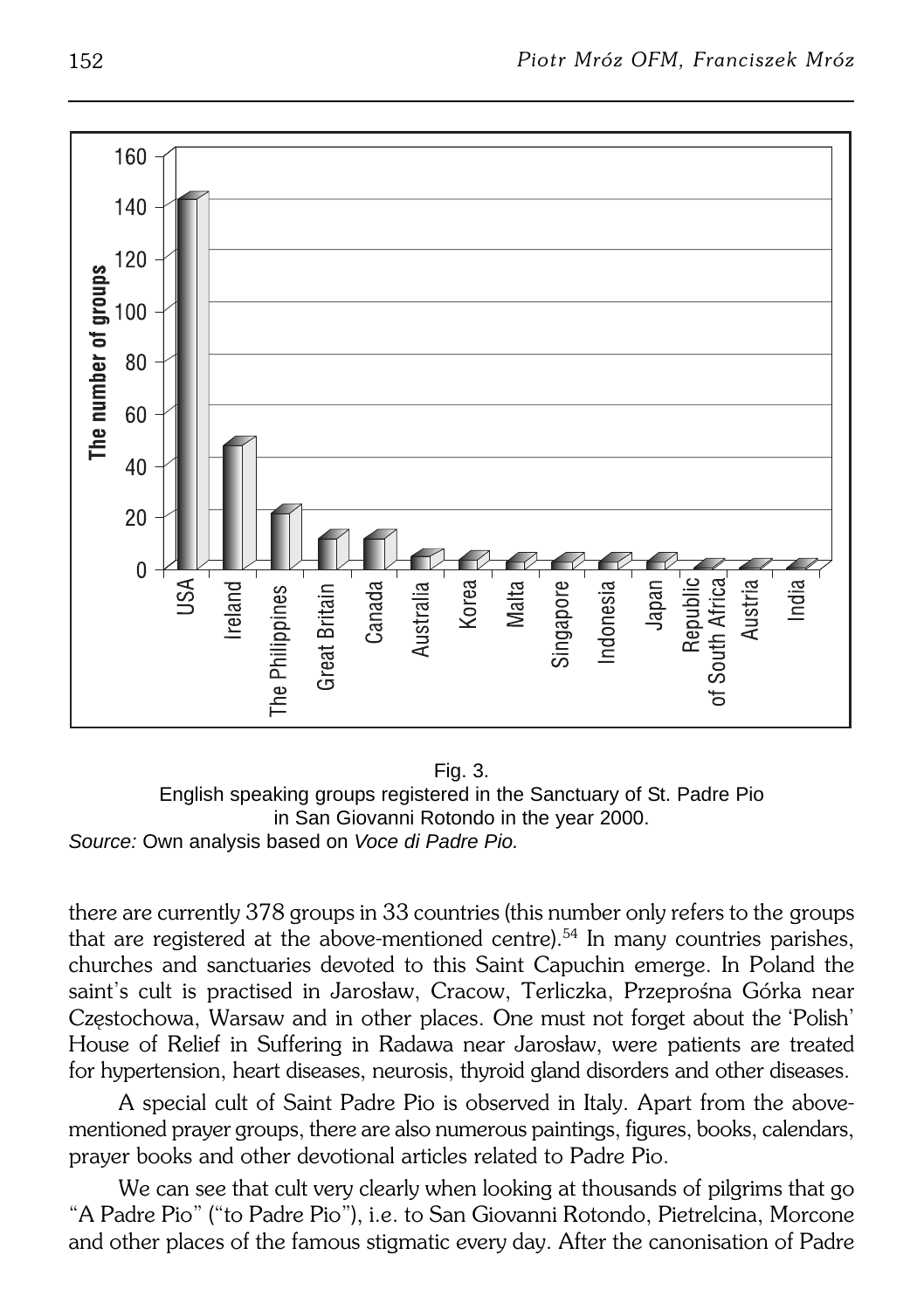Fig. 3.
English speaking groups registered in the Sanctuary of St. Padre Pio in San Giovanni Rotondo in the year 2000.
*Source:* Own analysis based on *Voce di Padre Pio.*

there are currently 378 groups in 33 countries (this number only refers to the groups that are registered at the above-mentioned centre).[54] In many countries parishes, churches and sanctuaries devoted to this Saint Capuchin emerge. In Poland the saint's cult is practised in Jarosław, Cracow, Terliczka, Przeprośna Górka near Częstochowa, Warsaw and in other places. One must not forget about the 'Polish' House of Relief in Suffering in Radawa near Jarosław, were patients are treated for hypertension, heart diseases, neurosis, thyroid gland disorders and other diseases.

A special cult of Saint Padre Pio is observed in Italy. Apart from the above-mentioned prayer groups, there are also numerous paintings, figures, books, calendars, prayer books and other devotional articles related to Padre Pio.

We can see that cult very clearly when looking at thousands of pilgrims that go "A Padre Pio" ("to Padre Pio"), i.e. to San Giovanni Rotondo, Pietrelcina, Morcone and other places of the famous stigmatic every day. After the canonisation of Padre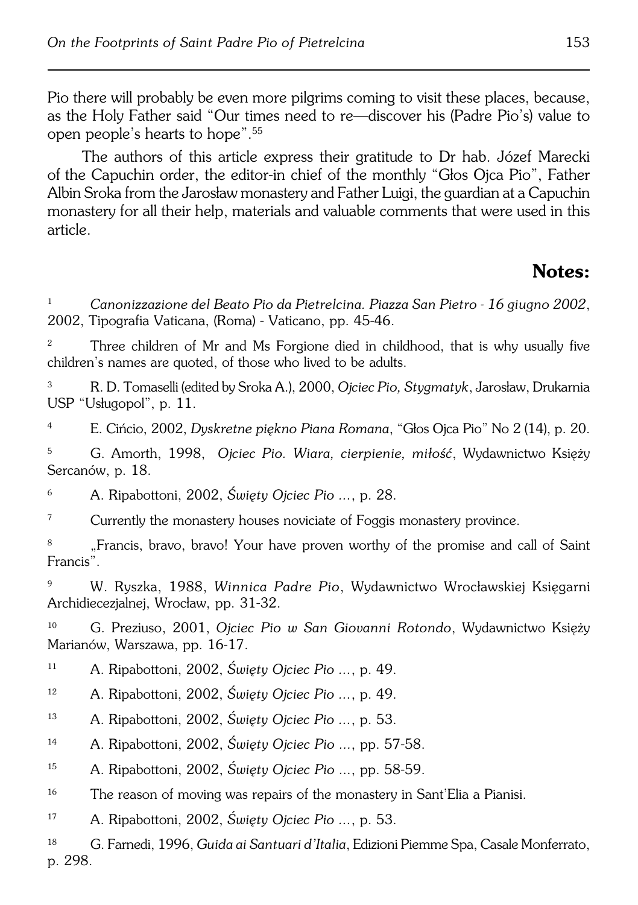Pio there will probably be even more pilgrims coming to visit these places, because, as the Holy Father said "Our times need to re—discover his (Padre Pio's) value to open people's hearts to hope".[55]

The authors of this article express their gratitude to Dr hab. Józef Marecki of the Capuchin order, the editor-in chief of the monthly "Głos Ojca Pio", Father Albin Sroka from the Jarosław monastery and Father Luigi, the guardian at a Capuchin monastery for all their help, materials and valuable comments that were used in this article.

## Notes:

1 *Canonizzazione del Beato Pio da Pietrelcina. Piazza San Pietro - 16 giugno 2002*, 2002, Tipografia Vaticana, (Roma) - Vaticano, pp. 45-46.

2 Three children of Mr and Ms Forgione died in childhood, that is why usually five children's names are quoted, of those who lived to be adults.

3 R. D. Tomaselli (edited by Sroka A.), 2000, *Ojciec Pio, Stygmatyk*, Jarosław, Drukarnia USP "Usługopol", p. 11.

4 E. Cińcio, 2002, *Dyskretne piękno Piana Romana*, "Głos Ojca Pio" No 2 (14), p. 20.

5 G. Amorth, 1998, *Ojciec Pio. Wiara, cierpienie, miłość*, Wydawnictwo Księży Sercanów, p. 18.

6 A. Ripabottoni, 2002, *Święty Ojciec Pio ...*, p. 28.

7 Currently the monastery houses noviciate of Foggis monastery province.

8 „Francis, bravo, bravo! Your have proven worthy of the promise and call of Saint Francis".

9 W. Ryszka, 1988, *Winnica Padre Pio*, Wydawnictwo Wrocławskiej Księgarni Archidiecezjalnej, Wrocław, pp. 31-32.

10 G. Preziuso, 2001, *Ojciec Pio w San Giovanni Rotondo*, Wydawnictwo Księży Marianów, Warszawa, pp. 16-17.

11 A. Ripabottoni, 2002, *Święty Ojciec Pio ...*, p. 49.

12 A. Ripabottoni, 2002, *Święty Ojciec Pio ...*, p. 49.

13 A. Ripabottoni, 2002, *Święty Ojciec Pio ...*, p. 53.

14 A. Ripabottoni, 2002, *Święty Ojciec Pio ...*, pp. 57-58.

15 A. Ripabottoni, 2002, *Święty Ojciec Pio ...*, pp. 58-59.

16 The reason of moving was repairs of the monastery in Sant'Elia a Pianisi.

17 A. Ripabottoni, 2002, *Święty Ojciec Pio ...*, p. 53.

18 G. Farnedi, 1996, *Guida ai Santuari d'Italia*, Edizioni Piemme Spa, Casale Monferrato, p. 298.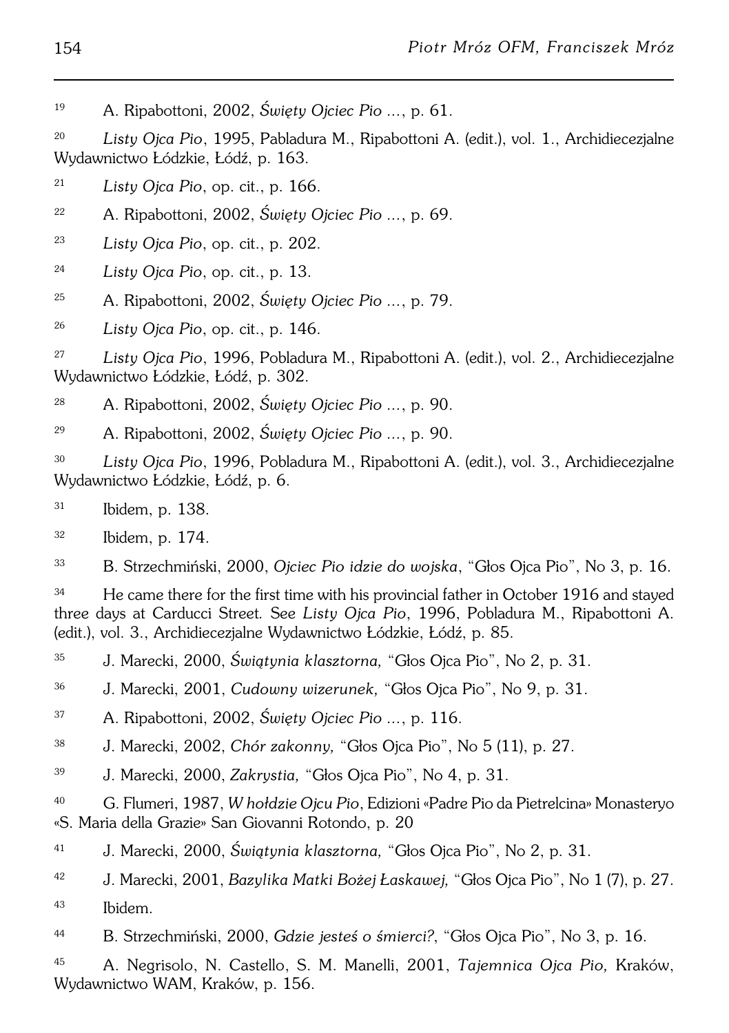[19] A. Ripabottoni, 2002, *Święty Ojciec Pio ...*, p. 61.

[20] *Listy Ojca Pio*, 1995, Pabladura M., Ripabottoni A. (edit.), vol. 1., Archidiecezjalne Wydawnictwo Łódzkie, Łódź, p. 163.

[21] *Listy Ojca Pio*, op. cit., p. 166.

[22] A. Ripabottoni, 2002, *Święty Ojciec Pio ...*, p. 69.

[23] *Listy Ojca Pio*, op. cit., p. 202.

[24] *Listy Ojca Pio*, op. cit., p. 13.

[25] A. Ripabottoni, 2002, *Święty Ojciec Pio ...*, p. 79.

[26] *Listy Ojca Pio*, op. cit., p. 146.

[27] *Listy Ojca Pio*, 1996, Pobladura M., Ripabottoni A. (edit.), vol. 2., Archidiecezjalne Wydawnictwo Łódzkie, Łódź, p. 302.

[28] A. Ripabottoni, 2002, *Święty Ojciec Pio ...*, p. 90.

[29] A. Ripabottoni, 2002, *Święty Ojciec Pio ...*, p. 90.

[30] *Listy Ojca Pio*, 1996, Pobladura M., Ripabottoni A. (edit.), vol. 3., Archidiecezjalne Wydawnictwo Łódzkie, Łódź, p. 6.

[31] Ibidem, p. 138.

[32] Ibidem, p. 174.

[33] B. Strzechmiński, 2000, *Ojciec Pio idzie do wojska*, "Głos Ojca Pio", No 3, p. 16.

[34] He came there for the first time with his provincial father in October 1916 and stayed three days at Carducci Street. See *Listy Ojca Pio*, 1996, Pobladura M., Ripabottoni A. (edit.), vol. 3., Archidiecezjalne Wydawnictwo Łódzkie, Łódź, p. 85.

[35] J. Marecki, 2000, *Świątynia klasztorna,* "Głos Ojca Pio", No 2, p. 31.

[36] J. Marecki, 2001, *Cudowny wizerunek,* "Głos Ojca Pio", No 9, p. 31.

[37] A. Ripabottoni, 2002, *Święty Ojciec Pio ...*, p. 116.

[38] J. Marecki, 2002, *Chór zakonny,* "Głos Ojca Pio", No 5 (11), p. 27.

[39] J. Marecki, 2000, *Zakrystia,* "Głos Ojca Pio", No 4, p. 31.

[40] G. Flumeri, 1987, *W hołdzie Ojcu Pio*, Edizioni «Padre Pio da Pietrelcina» Monasteryo «S. Maria della Grazie» San Giovanni Rotondo, p. 20

[41] J. Marecki, 2000, *Świątynia klasztorna,* "Głos Ojca Pio", No 2, p. 31.

[42] J. Marecki, 2001, *Bazylika Matki Bożej Łaskawej,* "Głos Ojca Pio", No 1 (7), p. 27.

[43] Ibidem.

[44] B. Strzechmiński, 2000, *Gdzie jesteś o śmierci?*, "Głos Ojca Pio", No 3, p. 16.

[45] A. Negrisolo, N. Castello, S. M. Manelli, 2001, *Tajemnica Ojca Pio,* Kraków, Wydawnictwo WAM, Kraków, p. 156.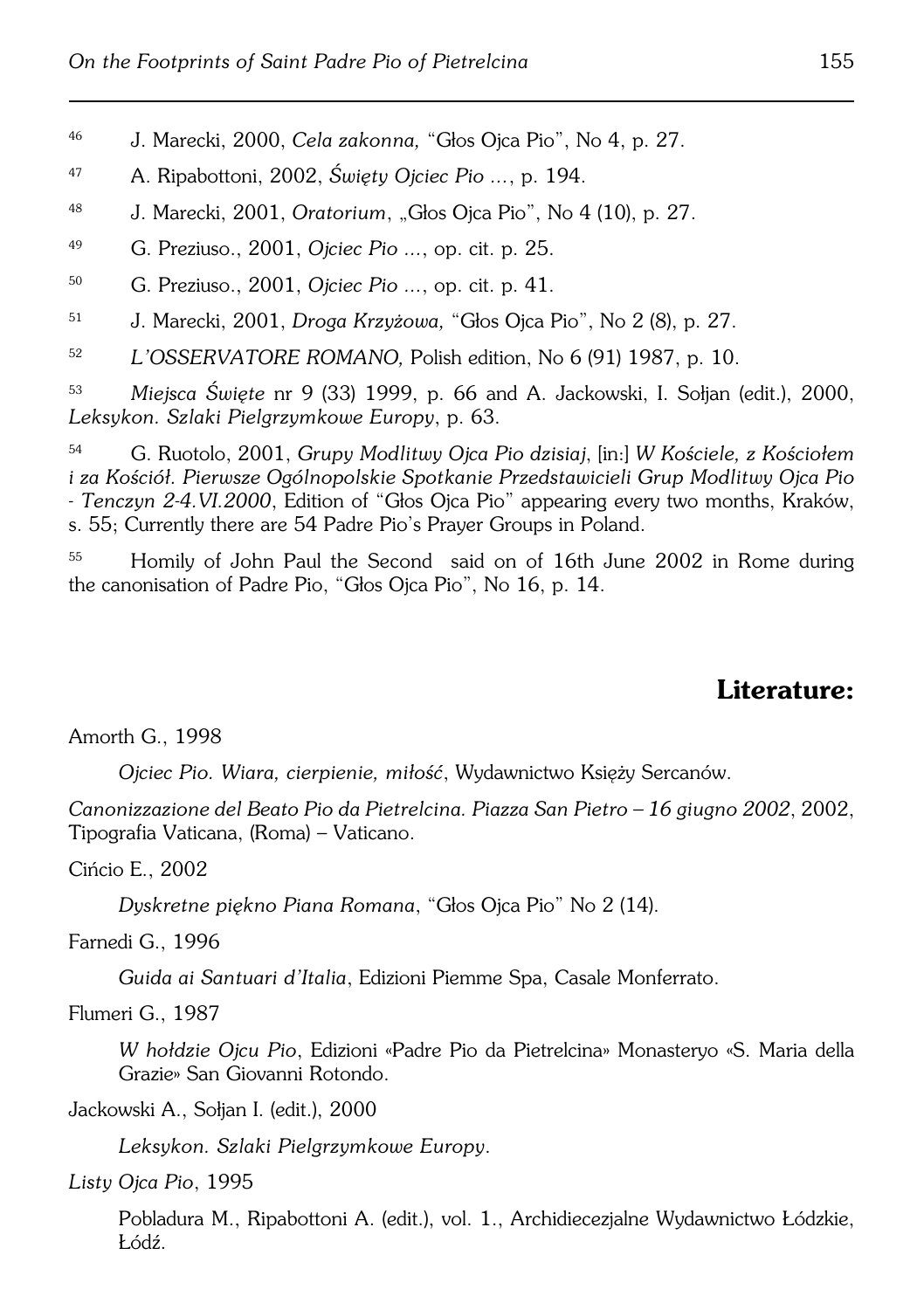[46] J. Marecki, 2000, *Cela zakonna,* "Głos Ojca Pio", No 4, p. 27.

[47] A. Ripabottoni, 2002, *Święty Ojciec Pio ...*, p. 194.

[48] J. Marecki, 2001, *Oratorium*, „Głos Ojca Pio", No 4 (10), p. 27.

[49] G. Preziuso., 2001, *Ojciec Pio ...*, op. cit. p. 25.

[50] G. Preziuso., 2001, *Ojciec Pio ...*, op. cit. p. 41.

[51] J. Marecki, 2001, *Droga Krzyżowa,* "Głos Ojca Pio", No 2 (8), p. 27.

[52] *L'OSSERVATORE ROMANO,* Polish edition, No 6 (91) 1987, p. 10.

[53] *Miejsca Święte* nr 9 (33) 1999, p. 66 and A. Jackowski, I. Sołjan (edit.), 2000, *Leksykon. Szlaki Pielgrzymkowe Europy*, p. 63.

[54] G. Ruotolo, 2001, *Grupy Modlitwy Ojca Pio dzisiaj*, [in:] *W Kościele, z Kościołem i za Kościół. Pierwsze Ogólnopolskie Spotkanie Przedstawicieli Grup Modlitwy Ojca Pio - Tenczyn 2-4.VI.2000*, Edition of "Głos Ojca Pio" appearing every two months, Kraków, s. 55; Currently there are 54 Padre Pio's Prayer Groups in Poland.

[55] Homily of John Paul the Second said on of 16th June 2002 in Rome during the canonisation of Padre Pio, "Głos Ojca Pio", No 16, p. 14.

## Literature:

Amorth G., 1998

*Ojciec Pio. Wiara, cierpienie, miłość*, Wydawnictwo Księży Sercanów.

*Canonizzazione del Beato Pio da Pietrelcina. Piazza San Pietro – 16 giugno 2002*, 2002, Tipografia Vaticana, (Roma) – Vaticano.

Cińcio E., 2002

*Dyskretne piękno Piana Romana*, "Głos Ojca Pio" No 2 (14).

Farnedi G., 1996

*Guida ai Santuari d'Italia*, Edizioni Piemme Spa, Casale Monferrato.

Flumeri G., 1987

*W hołdzie Ojcu Pio*, Edizioni «Padre Pio da Pietrelcina» Monasteryo «S. Maria della Grazie» San Giovanni Rotondo.

Jackowski A., Sołjan I. (edit.), 2000

*Leksykon. Szlaki Pielgrzymkowe Europy*.

*Listy Ojca Pio*, 1995

Pobladura M., Ripabottoni A. (edit.), vol. 1., Archidiecezjalne Wydawnictwo Łódzkie, Łódź.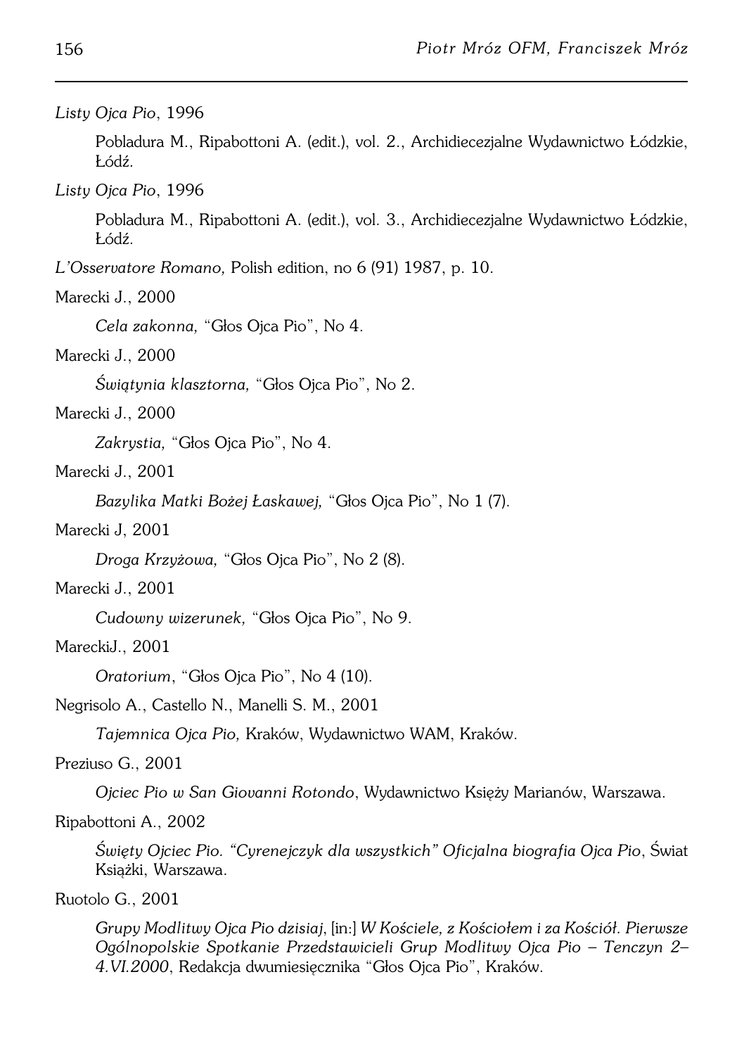*Listy Ojca Pio*, 1996

Pobladura M., Ripabottoni A. (edit.), vol. 2., Archidiecezjalne Wydawnictwo Łódzkie, Łódź.

*Listy Ojca Pio*, 1996

Pobladura M., Ripabottoni A. (edit.), vol. 3., Archidiecezjalne Wydawnictwo Łódzkie, Łódź.

*L'Osservatore Romano,* Polish edition, no 6 (91) 1987, p. 10.

Marecki J., 2000

*Cela zakonna,* "Głos Ojca Pio", No 4.

Marecki J., 2000

*Świątynia klasztorna,* "Głos Ojca Pio", No 2.

Marecki J., 2000

*Zakrystia,* "Głos Ojca Pio", No 4.

Marecki J., 2001

*Bazylika Matki Bożej Łaskawej,* "Głos Ojca Pio", No 1 (7).

Marecki J, 2001

*Droga Krzyżowa,* "Głos Ojca Pio", No 2 (8).

Marecki J., 2001

*Cudowny wizerunek,* "Głos Ojca Pio", No 9.

MareckiJ., 2001

*Oratorium*, "Głos Ojca Pio", No 4 (10).

Negrisolo A., Castello N., Manelli S. M., 2001

*Tajemnica Ojca Pio,* Kraków, Wydawnictwo WAM, Kraków.

Preziuso G., 2001

*Ojciec Pio w San Giovanni Rotondo*, Wydawnictwo Księży Marianów, Warszawa.

Ripabottoni A., 2002

*Święty Ojciec Pio. "Cyrenejczyk dla wszystkich" Oficjalna biografia Ojca Pio*, Świat Książki, Warszawa.

Ruotolo G., 2001

*Grupy Modlitwy Ojca Pio dzisiaj*, [in:] *W Kościele, z Kościołem i za Kościół. Pierwsze Ogólnopolskie Spotkanie Przedstawicieli Grup Modlitwy Ojca Pio – Tenczyn 2–4.VI.2000*, Redakcja dwumiesięcznika "Głos Ojca Pio", Kraków.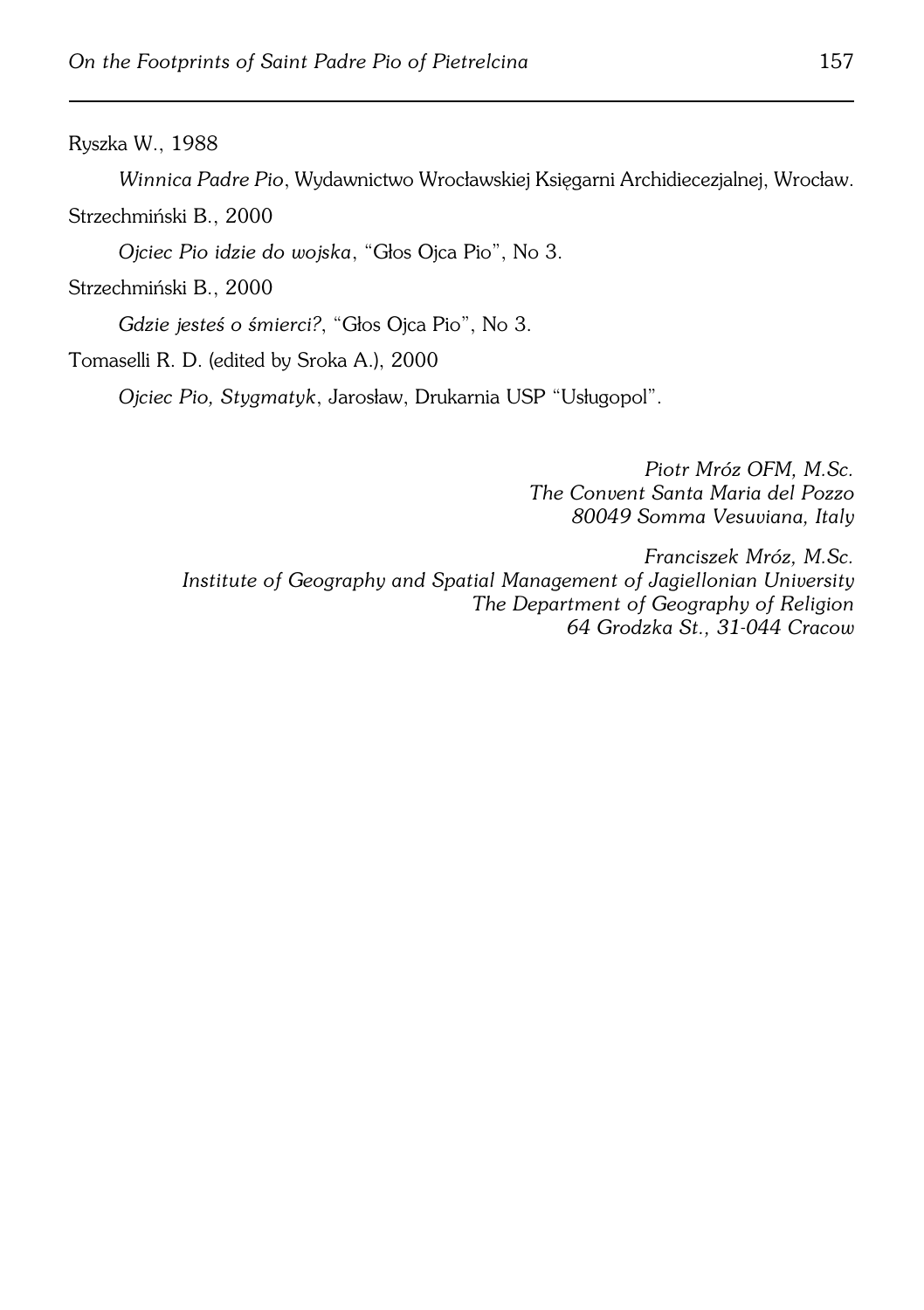Ryszka W., 1988

*Winnica Padre Pio*, Wydawnictwo Wrocławskiej Księgarni Archidiecezjalnej, Wrocław.

Strzechmiński B., 2000

*Ojciec Pio idzie do wojska*, "Głos Ojca Pio", No 3.

Strzechmiński B., 2000

*Gdzie jesteś o śmierci?*, "Głos Ojca Pio", No 3.

Tomaselli R. D. (edited by Sroka A.), 2000

*Ojciec Pio, Stygmatyk*, Jarosław, Drukarnia USP "Usługopol".

*Piotr Mróz OFM, M.Sc.*
*The Convent Santa Maria del Pozzo*
*80049 Somma Vesuviana, Italy*

*Franciszek Mróz, M.Sc.*
*Institute of Geography and Spatial Management of Jagiellonian University*
*The Department of Geography of Religion*
*64 Grodzka St., 31-044 Cracow*